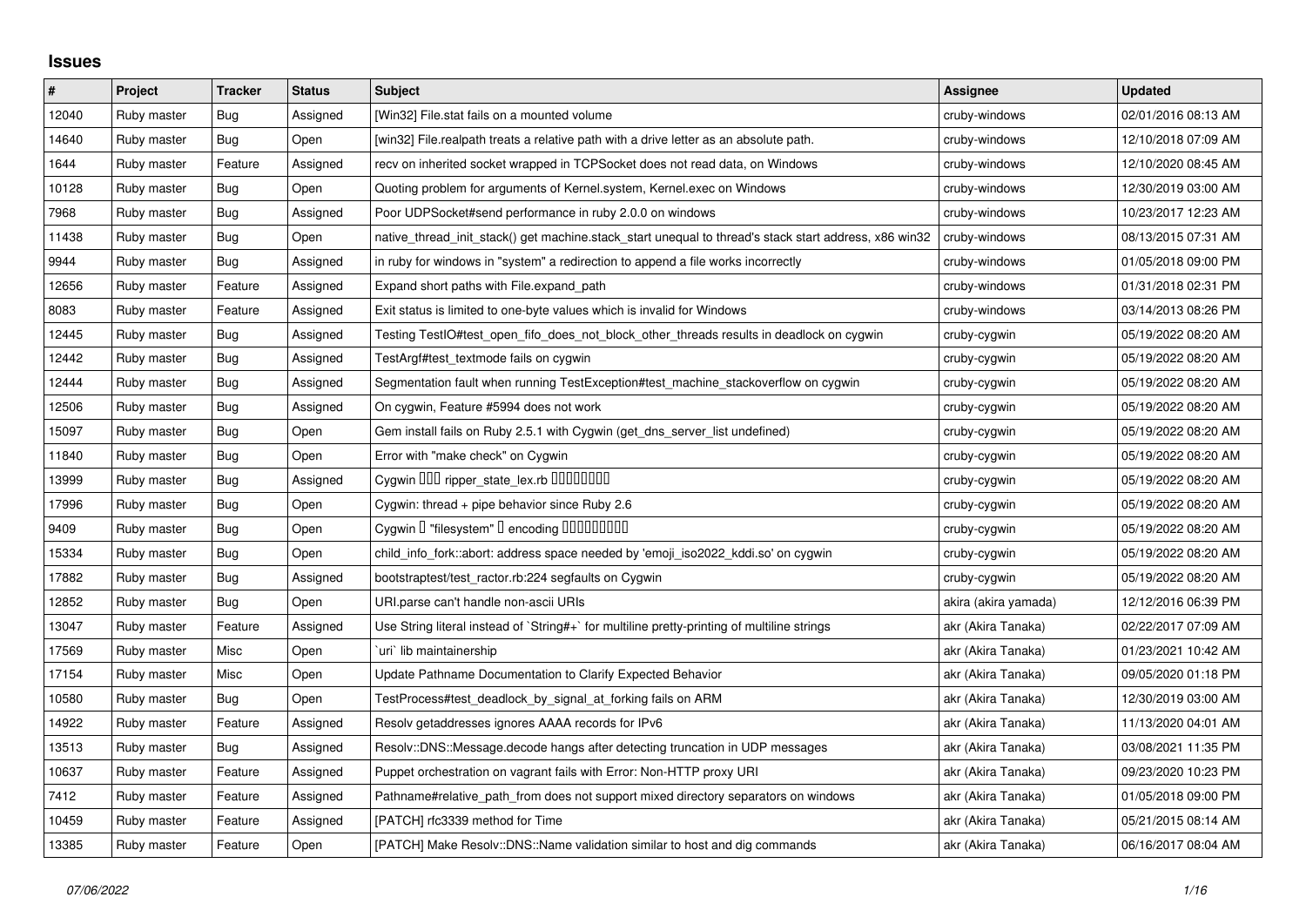# Issues

| # | Project | Tracker | Status | Subject | Assignee | Updated |
|---|---|---|---|---|---|---|
| 12040 | Ruby master | Bug | Assigned | [Win32] File.stat fails on a mounted volume | cruby-windows | 02/01/2016 08:13 AM |
| 14640 | Ruby master | Bug | Open | [win32] File.realpath treats a relative path with a drive letter as an absolute path. | cruby-windows | 12/10/2018 07:09 AM |
| 1644 | Ruby master | Feature | Assigned | recv on inherited socket wrapped in TCPSocket does not read data, on Windows | cruby-windows | 12/10/2020 08:45 AM |
| 10128 | Ruby master | Bug | Open | Quoting problem for arguments of Kernel.system, Kernel.exec on Windows | cruby-windows | 12/30/2019 03:00 AM |
| 7968 | Ruby master | Bug | Assigned | Poor UDPSocket#send performance in ruby 2.0.0 on windows | cruby-windows | 10/23/2017 12:23 AM |
| 11438 | Ruby master | Bug | Open | native_thread_init_stack() get machine.stack_start unequal to thread's stack start address, x86 win32 | cruby-windows | 08/13/2015 07:31 AM |
| 9944 | Ruby master | Bug | Assigned | in ruby for windows in "system" a redirection to append a file works incorrectly | cruby-windows | 01/05/2018 09:00 PM |
| 12656 | Ruby master | Feature | Assigned | Expand short paths with File.expand_path | cruby-windows | 01/31/2018 02:31 PM |
| 8083 | Ruby master | Feature | Assigned | Exit status is limited to one-byte values which is invalid for Windows | cruby-windows | 03/14/2013 08:26 PM |
| 12445 | Ruby master | Bug | Assigned | Testing TestIO#test_open_fifo_does_not_block_other_threads results in deadlock on cygwin | cruby-cygwin | 05/19/2022 08:20 AM |
| 12442 | Ruby master | Bug | Assigned | TestArgf#test_textmode fails on cygwin | cruby-cygwin | 05/19/2022 08:20 AM |
| 12444 | Ruby master | Bug | Assigned | Segmentation fault when running TestException#test_machine_stackoverflow on cygwin | cruby-cygwin | 05/19/2022 08:20 AM |
| 12506 | Ruby master | Bug | Assigned | On cygwin, Feature #5994 does not work | cruby-cygwin | 05/19/2022 08:20 AM |
| 15097 | Ruby master | Bug | Open | Gem install fails on Ruby 2.5.1 with Cygwin (get_dns_server_list undefined) | cruby-cygwin | 05/19/2022 08:20 AM |
| 11840 | Ruby master | Bug | Open | Error with "make check" on Cygwin | cruby-cygwin | 05/19/2022 08:20 AM |
| 13999 | Ruby master | Bug | Assigned | Cygwin □□□ ripper_state_lex.rb □□□□□□□□ | cruby-cygwin | 05/19/2022 08:20 AM |
| 17996 | Ruby master | Bug | Open | Cygwin: thread + pipe behavior since Ruby 2.6 | cruby-cygwin | 05/19/2022 08:20 AM |
| 9409 | Ruby master | Bug | Open | Cygwin □ "filesystem" □ encoding □□□□□□□□□ | cruby-cygwin | 05/19/2022 08:20 AM |
| 15334 | Ruby master | Bug | Open | child_info_fork::abort: address space needed by 'emoji_iso2022_kddi.so' on cygwin | cruby-cygwin | 05/19/2022 08:20 AM |
| 17882 | Ruby master | Bug | Assigned | bootstraptest/test_ractor.rb:224 segfaults on Cygwin | cruby-cygwin | 05/19/2022 08:20 AM |
| 12852 | Ruby master | Bug | Open | URI.parse can't handle non-ascii URIs | akira (akira yamada) | 12/12/2016 06:39 PM |
| 13047 | Ruby master | Feature | Assigned | Use String literal instead of `String#+` for multiline pretty-printing of multiline strings | akr (Akira Tanaka) | 02/22/2017 07:09 AM |
| 17569 | Ruby master | Misc | Open | `uri` lib maintainership | akr (Akira Tanaka) | 01/23/2021 10:42 AM |
| 17154 | Ruby master | Misc | Open | Update Pathname Documentation to Clarify Expected Behavior | akr (Akira Tanaka) | 09/05/2020 01:18 PM |
| 10580 | Ruby master | Bug | Open | TestProcess#test_deadlock_by_signal_at_forking fails on ARM | akr (Akira Tanaka) | 12/30/2019 03:00 AM |
| 14922 | Ruby master | Feature | Assigned | Resolv getaddresses ignores AAAA records for IPv6 | akr (Akira Tanaka) | 11/13/2020 04:01 AM |
| 13513 | Ruby master | Bug | Assigned | Resolv::DNS::Message.decode hangs after detecting truncation in UDP messages | akr (Akira Tanaka) | 03/08/2021 11:35 PM |
| 10637 | Ruby master | Feature | Assigned | Puppet orchestration on vagrant fails with Error: Non-HTTP proxy URI | akr (Akira Tanaka) | 09/23/2020 10:23 PM |
| 7412 | Ruby master | Feature | Assigned | Pathname#relative_path_from does not support mixed directory separators on windows | akr (Akira Tanaka) | 01/05/2018 09:00 PM |
| 10459 | Ruby master | Feature | Assigned | [PATCH] rfc3339 method for Time | akr (Akira Tanaka) | 05/21/2015 08:14 AM |
| 13385 | Ruby master | Feature | Open | [PATCH] Make Resolv::DNS::Name validation similar to host and dig commands | akr (Akira Tanaka) | 06/16/2017 08:04 AM |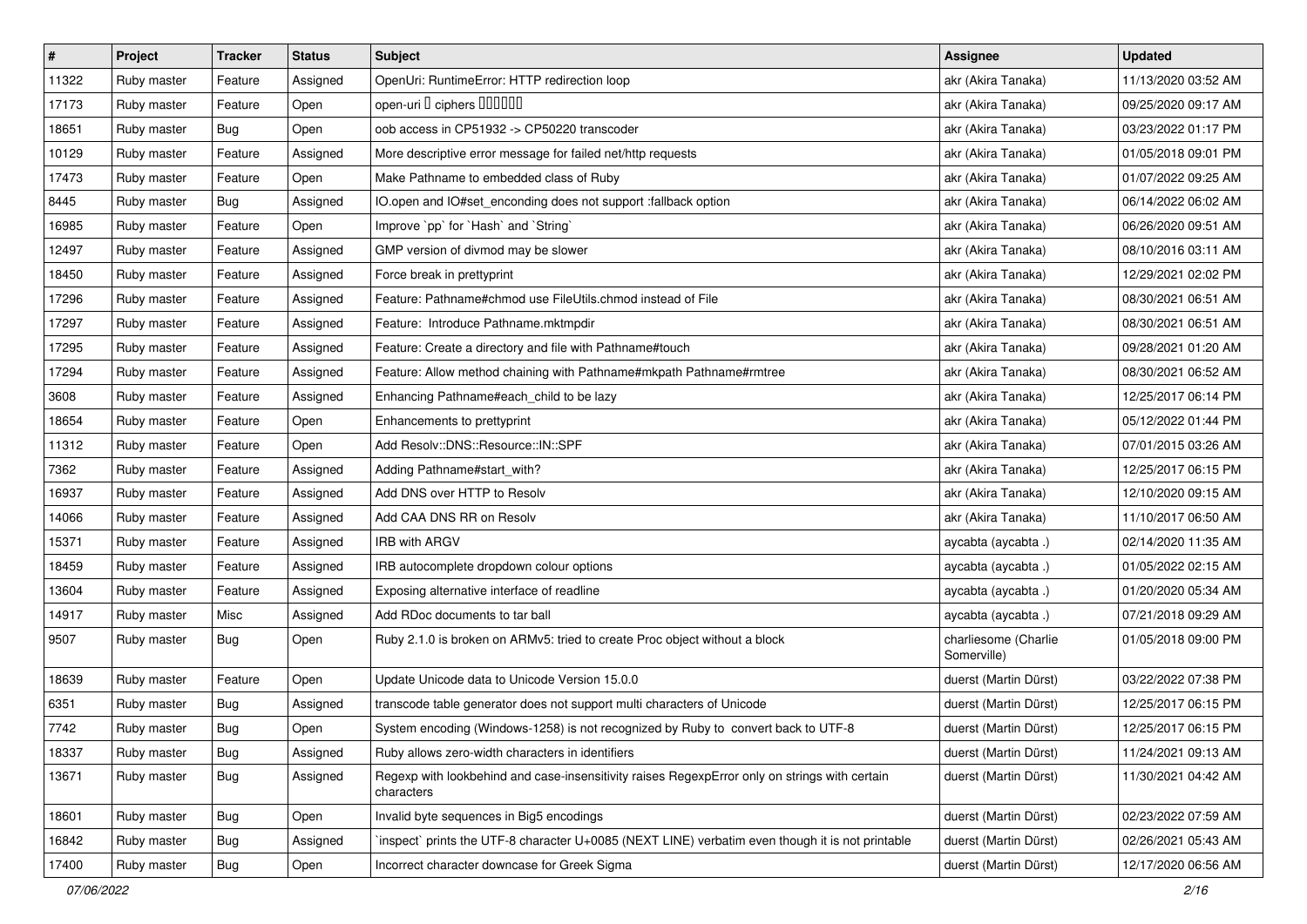| # | Project | Tracker | Status | Subject | Assignee | Updated |
|---|---|---|---|---|---|---|
| 11322 | Ruby master | Feature | Assigned | OpenUri: RuntimeError: HTTP redirection loop | akr (Akira Tanaka) | 11/13/2020 03:52 AM |
| 17173 | Ruby master | Feature | Open | open-uri で ciphers を設定したい | akr (Akira Tanaka) | 09/25/2020 09:17 AM |
| 18651 | Ruby master | Bug | Open | oob access in CP51932 -> CP50220 transcoder | akr (Akira Tanaka) | 03/23/2022 01:17 PM |
| 10129 | Ruby master | Feature | Assigned | More descriptive error message for failed net/http requests | akr (Akira Tanaka) | 01/05/2018 09:01 PM |
| 17473 | Ruby master | Feature | Open | Make Pathname to embedded class of Ruby | akr (Akira Tanaka) | 01/07/2022 09:25 AM |
| 8445 | Ruby master | Bug | Assigned | IO.open and IO#set_enconding does not support :fallback option | akr (Akira Tanaka) | 06/14/2022 06:02 AM |
| 16985 | Ruby master | Feature | Open | Improve `pp` for `Hash` and `String` | akr (Akira Tanaka) | 06/26/2020 09:51 AM |
| 12497 | Ruby master | Feature | Assigned | GMP version of divmod may be slower | akr (Akira Tanaka) | 08/10/2016 03:11 AM |
| 18450 | Ruby master | Feature | Assigned | Force break in prettyprint | akr (Akira Tanaka) | 12/29/2021 02:02 PM |
| 17296 | Ruby master | Feature | Assigned | Feature: Pathname#chmod use FileUtils.chmod instead of File | akr (Akira Tanaka) | 08/30/2021 06:51 AM |
| 17297 | Ruby master | Feature | Assigned | Feature: Introduce Pathname.mktmpdir | akr (Akira Tanaka) | 08/30/2021 06:51 AM |
| 17295 | Ruby master | Feature | Assigned | Feature: Create a directory and file with Pathname#touch | akr (Akira Tanaka) | 09/28/2021 01:20 AM |
| 17294 | Ruby master | Feature | Assigned | Feature: Allow method chaining with Pathname#mkpath Pathname#rmtree | akr (Akira Tanaka) | 08/30/2021 06:52 AM |
| 3608 | Ruby master | Feature | Assigned | Enhancing Pathname#each_child to be lazy | akr (Akira Tanaka) | 12/25/2017 06:14 PM |
| 18654 | Ruby master | Feature | Open | Enhancements to prettyprint | akr (Akira Tanaka) | 05/12/2022 01:44 PM |
| 11312 | Ruby master | Feature | Open | Add Resolv::DNS::Resource::IN::SPF | akr (Akira Tanaka) | 07/01/2015 03:26 AM |
| 7362 | Ruby master | Feature | Assigned | Adding Pathname#start_with? | akr (Akira Tanaka) | 12/25/2017 06:15 PM |
| 16937 | Ruby master | Feature | Assigned | Add DNS over HTTP to Resolv | akr (Akira Tanaka) | 12/10/2020 09:15 AM |
| 14066 | Ruby master | Feature | Assigned | Add CAA DNS RR on Resolv | akr (Akira Tanaka) | 11/10/2017 06:50 AM |
| 15371 | Ruby master | Feature | Assigned | IRB with ARGV | aycabta (aycabta .) | 02/14/2020 11:35 AM |
| 18459 | Ruby master | Feature | Assigned | IRB autocomplete dropdown colour options | aycabta (aycabta .) | 01/05/2022 02:15 AM |
| 13604 | Ruby master | Feature | Assigned | Exposing alternative interface of readline | aycabta (aycabta .) | 01/20/2020 05:34 AM |
| 14917 | Ruby master | Misc | Assigned | Add RDoc documents to tar ball | aycabta (aycabta .) | 07/21/2018 09:29 AM |
| 9507 | Ruby master | Bug | Open | Ruby 2.1.0 is broken on ARMv5: tried to create Proc object without a block | charliesome (Charlie Somerville) | 01/05/2018 09:00 PM |
| 18639 | Ruby master | Feature | Open | Update Unicode data to Unicode Version 15.0.0 | duerst (Martin Dürst) | 03/22/2022 07:38 PM |
| 6351 | Ruby master | Bug | Assigned | transcode table generator does not support multi characters of Unicode | duerst (Martin Dürst) | 12/25/2017 06:15 PM |
| 7742 | Ruby master | Bug | Open | System encoding (Windows-1258) is not recognized by Ruby to convert back to UTF-8 | duerst (Martin Dürst) | 12/25/2017 06:15 PM |
| 18337 | Ruby master | Bug | Assigned | Ruby allows zero-width characters in identifiers | duerst (Martin Dürst) | 11/24/2021 09:13 AM |
| 13671 | Ruby master | Bug | Assigned | Regexp with lookbehind and case-insensitivity raises RegexpError only on strings with certain characters | duerst (Martin Dürst) | 11/30/2021 04:42 AM |
| 18601 | Ruby master | Bug | Open | Invalid byte sequences in Big5 encodings | duerst (Martin Dürst) | 02/23/2022 07:59 AM |
| 16842 | Ruby master | Bug | Assigned | `inspect` prints the UTF-8 character U+0085 (NEXT LINE) verbatim even though it is not printable | duerst (Martin Dürst) | 02/26/2021 05:43 AM |
| 17400 | Ruby master | Bug | Open | Incorrect character downcase for Greek Sigma | duerst (Martin Dürst) | 12/17/2020 06:56 AM |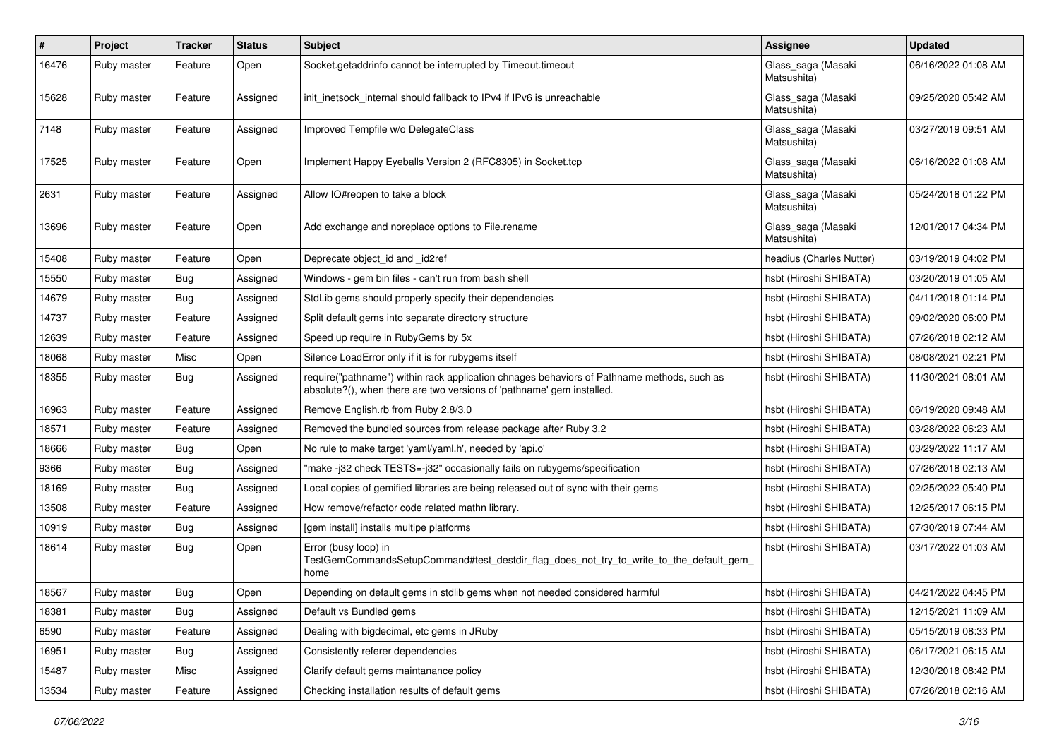| # | Project | Tracker | Status | Subject | Assignee | Updated |
|---|---|---|---|---|---|---|
| 16476 | Ruby master | Feature | Open | Socket.getaddrinfo cannot be interrupted by Timeout.timeout | Glass_saga (Masaki Matsushita) | 06/16/2022 01:08 AM |
| 15628 | Ruby master | Feature | Assigned | init_inetsock_internal should fallback to IPv4 if IPv6 is unreachable | Glass_saga (Masaki Matsushita) | 09/25/2020 05:42 AM |
| 7148 | Ruby master | Feature | Assigned | Improved Tempfile w/o DelegateClass | Glass_saga (Masaki Matsushita) | 03/27/2019 09:51 AM |
| 17525 | Ruby master | Feature | Open | Implement Happy Eyeballs Version 2 (RFC8305) in Socket.tcp | Glass_saga (Masaki Matsushita) | 06/16/2022 01:08 AM |
| 2631 | Ruby master | Feature | Assigned | Allow IO#reopen to take a block | Glass_saga (Masaki Matsushita) | 05/24/2018 01:22 PM |
| 13696 | Ruby master | Feature | Open | Add exchange and noreplace options to File.rename | Glass_saga (Masaki Matsushita) | 12/01/2017 04:34 PM |
| 15408 | Ruby master | Feature | Open | Deprecate object_id and _id2ref | headius (Charles Nutter) | 03/19/2019 04:02 PM |
| 15550 | Ruby master | Bug | Assigned | Windows - gem bin files - can't run from bash shell | hsbt (Hiroshi SHIBATA) | 03/20/2019 01:05 AM |
| 14679 | Ruby master | Bug | Assigned | StdLib gems should properly specify their dependencies | hsbt (Hiroshi SHIBATA) | 04/11/2018 01:14 PM |
| 14737 | Ruby master | Feature | Assigned | Split default gems into separate directory structure | hsbt (Hiroshi SHIBATA) | 09/02/2020 06:00 PM |
| 12639 | Ruby master | Feature | Assigned | Speed up require in RubyGems by 5x | hsbt (Hiroshi SHIBATA) | 07/26/2018 02:12 AM |
| 18068 | Ruby master | Misc | Open | Silence LoadError only if it is for rubygems itself | hsbt (Hiroshi SHIBATA) | 08/08/2021 02:21 PM |
| 18355 | Ruby master | Bug | Assigned | require("pathname") within rack application chnages behaviors of Pathname methods, such as absolute?(), when there are two versions of 'pathname' gem installed. | hsbt (Hiroshi SHIBATA) | 11/30/2021 08:01 AM |
| 16963 | Ruby master | Feature | Assigned | Remove English.rb from Ruby 2.8/3.0 | hsbt (Hiroshi SHIBATA) | 06/19/2020 09:48 AM |
| 18571 | Ruby master | Feature | Assigned | Removed the bundled sources from release package after Ruby 3.2 | hsbt (Hiroshi SHIBATA) | 03/28/2022 06:23 AM |
| 18666 | Ruby master | Bug | Open | No rule to make target 'yaml/yaml.h', needed by 'api.o' | hsbt (Hiroshi SHIBATA) | 03/29/2022 11:17 AM |
| 9366 | Ruby master | Bug | Assigned | "make -j32 check TESTS=-j32" occasionally fails on rubygems/specification | hsbt (Hiroshi SHIBATA) | 07/26/2018 02:13 AM |
| 18169 | Ruby master | Bug | Assigned | Local copies of gemified libraries are being released out of sync with their gems | hsbt (Hiroshi SHIBATA) | 02/25/2022 05:40 PM |
| 13508 | Ruby master | Feature | Assigned | How remove/refactor code related mathn library. | hsbt (Hiroshi SHIBATA) | 12/25/2017 06:15 PM |
| 10919 | Ruby master | Bug | Assigned | [gem install] installs multipe platforms | hsbt (Hiroshi SHIBATA) | 07/30/2019 07:44 AM |
| 18614 | Ruby master | Bug | Open | Error (busy loop) in TestGemCommandsSetupCommand#test_destdir_flag_does_not_try_to_write_to_the_default_gem_home | hsbt (Hiroshi SHIBATA) | 03/17/2022 01:03 AM |
| 18567 | Ruby master | Bug | Open | Depending on default gems in stdlib gems when not needed considered harmful | hsbt (Hiroshi SHIBATA) | 04/21/2022 04:45 PM |
| 18381 | Ruby master | Bug | Assigned | Default vs Bundled gems | hsbt (Hiroshi SHIBATA) | 12/15/2021 11:09 AM |
| 6590 | Ruby master | Feature | Assigned | Dealing with bigdecimal, etc gems in JRuby | hsbt (Hiroshi SHIBATA) | 05/15/2019 08:33 PM |
| 16951 | Ruby master | Bug | Assigned | Consistently referer dependencies | hsbt (Hiroshi SHIBATA) | 06/17/2021 06:15 AM |
| 15487 | Ruby master | Misc | Assigned | Clarify default gems maintanance policy | hsbt (Hiroshi SHIBATA) | 12/30/2018 08:42 PM |
| 13534 | Ruby master | Feature | Assigned | Checking installation results of default gems | hsbt (Hiroshi SHIBATA) | 07/26/2018 02:16 AM |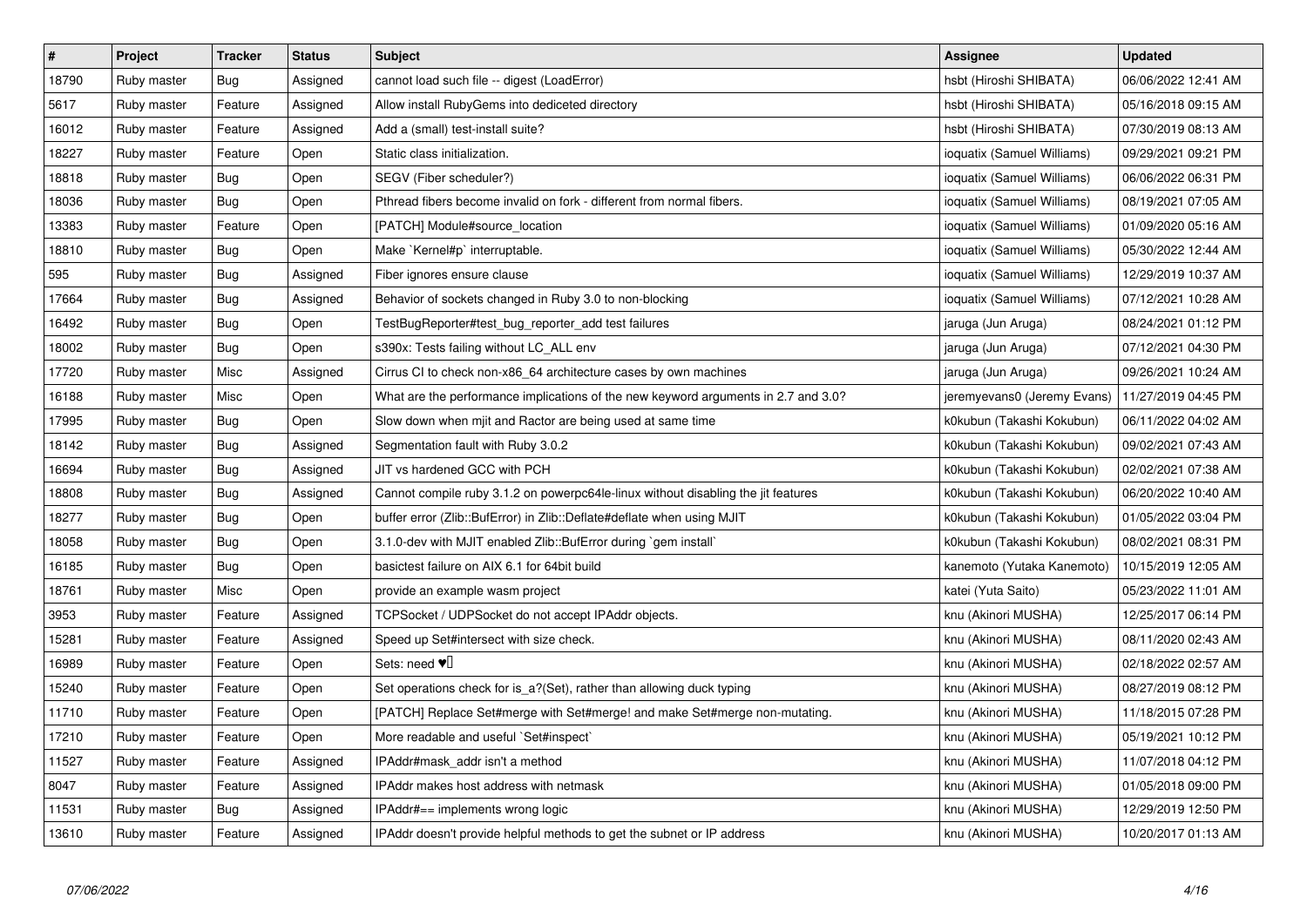| # | Project | Tracker | Status | Subject | Assignee | Updated |
|---|---|---|---|---|---|---|
| 18790 | Ruby master | Bug | Assigned | cannot load such file -- digest (LoadError) | hsbt (Hiroshi SHIBATA) | 06/06/2022 12:41 AM |
| 5617 | Ruby master | Feature | Assigned | Allow install RubyGems into dediceted directory | hsbt (Hiroshi SHIBATA) | 05/16/2018 09:15 AM |
| 16012 | Ruby master | Feature | Assigned | Add a (small) test-install suite? | hsbt (Hiroshi SHIBATA) | 07/30/2019 08:13 AM |
| 18227 | Ruby master | Feature | Open | Static class initialization. | ioquatix (Samuel Williams) | 09/29/2021 09:21 PM |
| 18818 | Ruby master | Bug | Open | SEGV (Fiber scheduler?) | ioquatix (Samuel Williams) | 06/06/2022 06:31 PM |
| 18036 | Ruby master | Bug | Open | Pthread fibers become invalid on fork - different from normal fibers. | ioquatix (Samuel Williams) | 08/19/2021 07:05 AM |
| 13383 | Ruby master | Feature | Open | [PATCH] Module#source_location | ioquatix (Samuel Williams) | 01/09/2020 05:16 AM |
| 18810 | Ruby master | Bug | Open | Make `Kernel#p` interruptable. | ioquatix (Samuel Williams) | 05/30/2022 12:44 AM |
| 595 | Ruby master | Bug | Assigned | Fiber ignores ensure clause | ioquatix (Samuel Williams) | 12/29/2019 10:37 AM |
| 17664 | Ruby master | Bug | Assigned | Behavior of sockets changed in Ruby 3.0 to non-blocking | ioquatix (Samuel Williams) | 07/12/2021 10:28 AM |
| 16492 | Ruby master | Bug | Open | TestBugReporter#test_bug_reporter_add test failures | jaruga (Jun Aruga) | 08/24/2021 01:12 PM |
| 18002 | Ruby master | Bug | Open | s390x: Tests failing without LC_ALL env | jaruga (Jun Aruga) | 07/12/2021 04:30 PM |
| 17720 | Ruby master | Misc | Assigned | Cirrus CI to check non-x86_64 architecture cases by own machines | jaruga (Jun Aruga) | 09/26/2021 10:24 AM |
| 16188 | Ruby master | Misc | Open | What are the performance implications of the new keyword arguments in 2.7 and 3.0? | jeremyevans0 (Jeremy Evans) | 11/27/2019 04:45 PM |
| 17995 | Ruby master | Bug | Open | Slow down when mjit and Ractor are being used at same time | k0kubun (Takashi Kokubun) | 06/11/2022 04:02 AM |
| 18142 | Ruby master | Bug | Assigned | Segmentation fault with Ruby 3.0.2 | k0kubun (Takashi Kokubun) | 09/02/2021 07:43 AM |
| 16694 | Ruby master | Bug | Assigned | JIT vs hardened GCC with PCH | k0kubun (Takashi Kokubun) | 02/02/2021 07:38 AM |
| 18808 | Ruby master | Bug | Assigned | Cannot compile ruby 3.1.2 on powerpc64le-linux without disabling the jit features | k0kubun (Takashi Kokubun) | 06/20/2022 10:40 AM |
| 18277 | Ruby master | Bug | Open | buffer error (Zlib::BufError) in Zlib::Deflate#deflate when using MJIT | k0kubun (Takashi Kokubun) | 01/05/2022 03:04 PM |
| 18058 | Ruby master | Bug | Open | 3.1.0-dev with MJIT enabled Zlib::BufError during `gem install` | k0kubun (Takashi Kokubun) | 08/02/2021 08:31 PM |
| 16185 | Ruby master | Bug | Open | basictest failure on AIX 6.1 for 64bit build | kanemoto (Yutaka Kanemoto) | 10/15/2019 12:05 AM |
| 18761 | Ruby master | Misc | Open | provide an example wasm project | katei (Yuta Saito) | 05/23/2022 11:01 AM |
| 3953 | Ruby master | Feature | Assigned | TCPSocket / UDPSocket do not accept IPAddr objects. | knu (Akinori MUSHA) | 12/25/2017 06:14 PM |
| 15281 | Ruby master | Feature | Assigned | Speed up Set#intersect with size check. | knu (Akinori MUSHA) | 08/11/2020 02:43 AM |
| 16989 | Ruby master | Feature | Open | Sets: need ♥️ | knu (Akinori MUSHA) | 02/18/2022 02:57 AM |
| 15240 | Ruby master | Feature | Open | Set operations check for is_a?(Set), rather than allowing duck typing | knu (Akinori MUSHA) | 08/27/2019 08:12 PM |
| 11710 | Ruby master | Feature | Open | [PATCH] Replace Set#merge with Set#merge! and make Set#merge non-mutating. | knu (Akinori MUSHA) | 11/18/2015 07:28 PM |
| 17210 | Ruby master | Feature | Open | More readable and useful `Set#inspect` | knu (Akinori MUSHA) | 05/19/2021 10:12 PM |
| 11527 | Ruby master | Feature | Assigned | IPAddr#mask_addr isn't a method | knu (Akinori MUSHA) | 11/07/2018 04:12 PM |
| 8047 | Ruby master | Feature | Assigned | IPAddr makes host address with netmask | knu (Akinori MUSHA) | 01/05/2018 09:00 PM |
| 11531 | Ruby master | Bug | Assigned | IPAddr#== implements wrong logic | knu (Akinori MUSHA) | 12/29/2019 12:50 PM |
| 13610 | Ruby master | Feature | Assigned | IPAddr doesn't provide helpful methods to get the subnet or IP address | knu (Akinori MUSHA) | 10/20/2017 01:13 AM |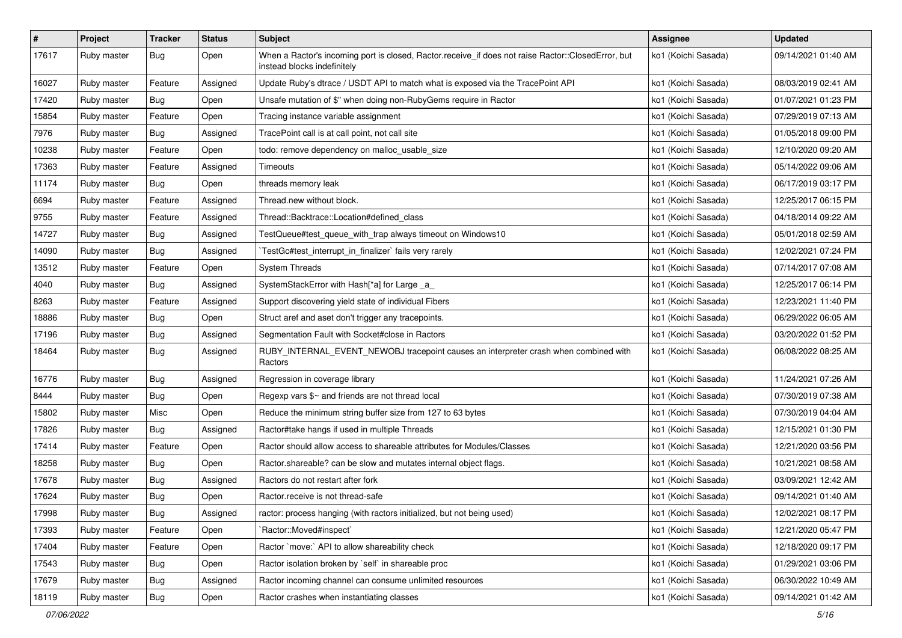| # | Project | Tracker | Status | Subject | Assignee | Updated |
|---|---|---|---|---|---|---|
| 17617 | Ruby master | Bug | Open | When a Ractor's incoming port is closed, Ractor.receive_if does not raise Ractor::ClosedError, but instead blocks indefinitely | ko1 (Koichi Sasada) | 09/14/2021 01:40 AM |
| 16027 | Ruby master | Feature | Assigned | Update Ruby's dtrace / USDT API to match what is exposed via the TracePoint API | ko1 (Koichi Sasada) | 08/03/2019 02:41 AM |
| 17420 | Ruby master | Bug | Open | Unsafe mutation of $" when doing non-RubyGems require in Ractor | ko1 (Koichi Sasada) | 01/07/2021 01:23 PM |
| 15854 | Ruby master | Feature | Open | Tracing instance variable assignment | ko1 (Koichi Sasada) | 07/29/2019 07:13 AM |
| 7976 | Ruby master | Bug | Assigned | TracePoint call is at call point, not call site | ko1 (Koichi Sasada) | 01/05/2018 09:00 PM |
| 10238 | Ruby master | Feature | Open | todo: remove dependency on malloc_usable_size | ko1 (Koichi Sasada) | 12/10/2020 09:20 AM |
| 17363 | Ruby master | Feature | Assigned | Timeouts | ko1 (Koichi Sasada) | 05/14/2022 09:06 AM |
| 11174 | Ruby master | Bug | Open | threads memory leak | ko1 (Koichi Sasada) | 06/17/2019 03:17 PM |
| 6694 | Ruby master | Feature | Assigned | Thread.new without block. | ko1 (Koichi Sasada) | 12/25/2017 06:15 PM |
| 9755 | Ruby master | Feature | Assigned | Thread::Backtrace::Location#defined_class | ko1 (Koichi Sasada) | 04/18/2014 09:22 AM |
| 14727 | Ruby master | Bug | Assigned | TestQueue#test_queue_with_trap always timeout on Windows10 | ko1 (Koichi Sasada) | 05/01/2018 02:59 AM |
| 14090 | Ruby master | Bug | Assigned | `TestGc#test_interrupt_in_finalizer` fails very rarely | ko1 (Koichi Sasada) | 12/02/2021 07:24 PM |
| 13512 | Ruby master | Feature | Open | System Threads | ko1 (Koichi Sasada) | 07/14/2017 07:08 AM |
| 4040 | Ruby master | Bug | Assigned | SystemStackError with Hash[*a] for Large _a_ | ko1 (Koichi Sasada) | 12/25/2017 06:14 PM |
| 8263 | Ruby master | Feature | Assigned | Support discovering yield state of individual Fibers | ko1 (Koichi Sasada) | 12/23/2021 11:40 PM |
| 18886 | Ruby master | Bug | Open | Struct aref and aset don't trigger any tracepoints. | ko1 (Koichi Sasada) | 06/29/2022 06:05 AM |
| 17196 | Ruby master | Bug | Assigned | Segmentation Fault with Socket#close in Ractors | ko1 (Koichi Sasada) | 03/20/2022 01:52 PM |
| 18464 | Ruby master | Bug | Assigned | RUBY_INTERNAL_EVENT_NEWOBJ tracepoint causes an interpreter crash when combined with Ractors | ko1 (Koichi Sasada) | 06/08/2022 08:25 AM |
| 16776 | Ruby master | Bug | Assigned | Regression in coverage library | ko1 (Koichi Sasada) | 11/24/2021 07:26 AM |
| 8444 | Ruby master | Bug | Open | Regexp vars $~ and friends are not thread local | ko1 (Koichi Sasada) | 07/30/2019 07:38 AM |
| 15802 | Ruby master | Misc | Open | Reduce the minimum string buffer size from 127 to 63 bytes | ko1 (Koichi Sasada) | 07/30/2019 04:04 AM |
| 17826 | Ruby master | Bug | Assigned | Ractor#take hangs if used in multiple Threads | ko1 (Koichi Sasada) | 12/15/2021 01:30 PM |
| 17414 | Ruby master | Feature | Open | Ractor should allow access to shareable attributes for Modules/Classes | ko1 (Koichi Sasada) | 12/21/2020 03:56 PM |
| 18258 | Ruby master | Bug | Open | Ractor.shareable? can be slow and mutates internal object flags. | ko1 (Koichi Sasada) | 10/21/2021 08:58 AM |
| 17678 | Ruby master | Bug | Assigned | Ractors do not restart after fork | ko1 (Koichi Sasada) | 03/09/2021 12:42 AM |
| 17624 | Ruby master | Bug | Open | Ractor.receive is not thread-safe | ko1 (Koichi Sasada) | 09/14/2021 01:40 AM |
| 17998 | Ruby master | Bug | Assigned | ractor: process hanging (with ractors initialized, but not being used) | ko1 (Koichi Sasada) | 12/02/2021 08:17 PM |
| 17393 | Ruby master | Feature | Open | `Ractor::Moved#inspect` | ko1 (Koichi Sasada) | 12/21/2020 05:47 PM |
| 17404 | Ruby master | Feature | Open | Ractor `move:` API to allow shareability check | ko1 (Koichi Sasada) | 12/18/2020 09:17 PM |
| 17543 | Ruby master | Bug | Open | Ractor isolation broken by `self` in shareable proc | ko1 (Koichi Sasada) | 01/29/2021 03:06 PM |
| 17679 | Ruby master | Bug | Assigned | Ractor incoming channel can consume unlimited resources | ko1 (Koichi Sasada) | 06/30/2022 10:49 AM |
| 18119 | Ruby master | Bug | Open | Ractor crashes when instantiating classes | ko1 (Koichi Sasada) | 09/14/2021 01:42 AM |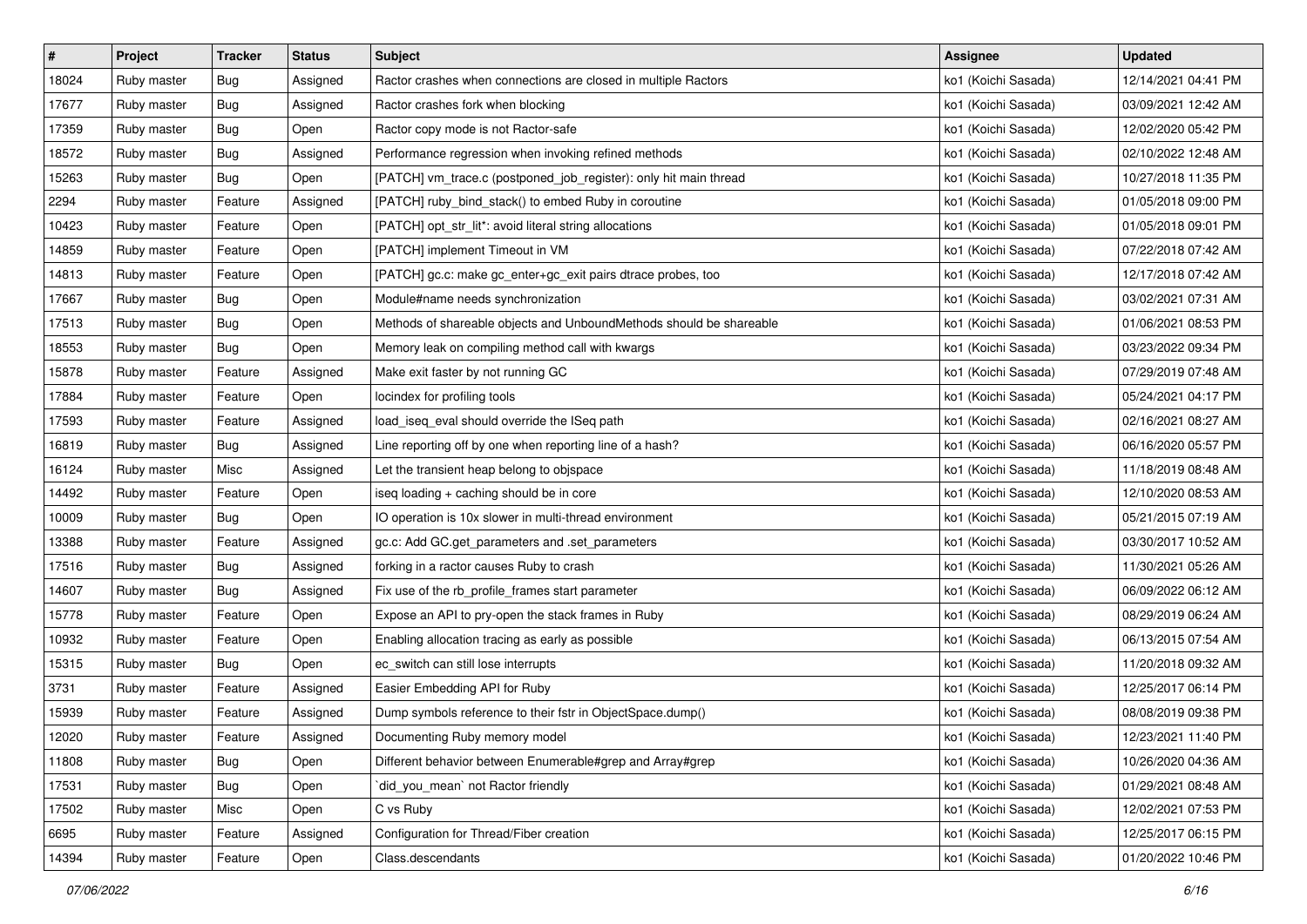| # | Project | Tracker | Status | Subject | Assignee | Updated |
|---|---|---|---|---|---|---|
| 18024 | Ruby master | Bug | Assigned | Ractor crashes when connections are closed in multiple Ractors | ko1 (Koichi Sasada) | 12/14/2021 04:41 PM |
| 17677 | Ruby master | Bug | Assigned | Ractor crashes fork when blocking | ko1 (Koichi Sasada) | 03/09/2021 12:42 AM |
| 17359 | Ruby master | Bug | Open | Ractor copy mode is not Ractor-safe | ko1 (Koichi Sasada) | 12/02/2020 05:42 PM |
| 18572 | Ruby master | Bug | Assigned | Performance regression when invoking refined methods | ko1 (Koichi Sasada) | 02/10/2022 12:48 AM |
| 15263 | Ruby master | Bug | Open | [PATCH] vm_trace.c (postponed_job_register): only hit main thread | ko1 (Koichi Sasada) | 10/27/2018 11:35 PM |
| 2294 | Ruby master | Feature | Assigned | [PATCH] ruby_bind_stack() to embed Ruby in coroutine | ko1 (Koichi Sasada) | 01/05/2018 09:00 PM |
| 10423 | Ruby master | Feature | Open | [PATCH] opt_str_lit*: avoid literal string allocations | ko1 (Koichi Sasada) | 01/05/2018 09:01 PM |
| 14859 | Ruby master | Feature | Open | [PATCH] implement Timeout in VM | ko1 (Koichi Sasada) | 07/22/2018 07:42 AM |
| 14813 | Ruby master | Feature | Open | [PATCH] gc.c: make gc_enter+gc_exit pairs dtrace probes, too | ko1 (Koichi Sasada) | 12/17/2018 07:42 AM |
| 17667 | Ruby master | Bug | Open | Module#name needs synchronization | ko1 (Koichi Sasada) | 03/02/2021 07:31 AM |
| 17513 | Ruby master | Bug | Open | Methods of shareable objects and UnboundMethods should be shareable | ko1 (Koichi Sasada) | 01/06/2021 08:53 PM |
| 18553 | Ruby master | Bug | Open | Memory leak on compiling method call with kwargs | ko1 (Koichi Sasada) | 03/23/2022 09:34 PM |
| 15878 | Ruby master | Feature | Assigned | Make exit faster by not running GC | ko1 (Koichi Sasada) | 07/29/2019 07:48 AM |
| 17884 | Ruby master | Feature | Open | locindex for profiling tools | ko1 (Koichi Sasada) | 05/24/2021 04:17 PM |
| 17593 | Ruby master | Feature | Assigned | load_iseq_eval should override the ISeq path | ko1 (Koichi Sasada) | 02/16/2021 08:27 AM |
| 16819 | Ruby master | Bug | Assigned | Line reporting off by one when reporting line of a hash? | ko1 (Koichi Sasada) | 06/16/2020 05:57 PM |
| 16124 | Ruby master | Misc | Assigned | Let the transient heap belong to objspace | ko1 (Koichi Sasada) | 11/18/2019 08:48 AM |
| 14492 | Ruby master | Feature | Open | iseq loading + caching should be in core | ko1 (Koichi Sasada) | 12/10/2020 08:53 AM |
| 10009 | Ruby master | Bug | Open | IO operation is 10x slower in multi-thread environment | ko1 (Koichi Sasada) | 05/21/2015 07:19 AM |
| 13388 | Ruby master | Feature | Assigned | gc.c: Add GC.get_parameters and .set_parameters | ko1 (Koichi Sasada) | 03/30/2017 10:52 AM |
| 17516 | Ruby master | Bug | Assigned | forking in a ractor causes Ruby to crash | ko1 (Koichi Sasada) | 11/30/2021 05:26 AM |
| 14607 | Ruby master | Bug | Assigned | Fix use of the rb_profile_frames start parameter | ko1 (Koichi Sasada) | 06/09/2022 06:12 AM |
| 15778 | Ruby master | Feature | Open | Expose an API to pry-open the stack frames in Ruby | ko1 (Koichi Sasada) | 08/29/2019 06:24 AM |
| 10932 | Ruby master | Feature | Open | Enabling allocation tracing as early as possible | ko1 (Koichi Sasada) | 06/13/2015 07:54 AM |
| 15315 | Ruby master | Bug | Open | ec_switch can still lose interrupts | ko1 (Koichi Sasada) | 11/20/2018 09:32 AM |
| 3731 | Ruby master | Feature | Assigned | Easier Embedding API for Ruby | ko1 (Koichi Sasada) | 12/25/2017 06:14 PM |
| 15939 | Ruby master | Feature | Assigned | Dump symbols reference to their fstr in ObjectSpace.dump() | ko1 (Koichi Sasada) | 08/08/2019 09:38 PM |
| 12020 | Ruby master | Feature | Assigned | Documenting Ruby memory model | ko1 (Koichi Sasada) | 12/23/2021 11:40 PM |
| 11808 | Ruby master | Bug | Open | Different behavior between Enumerable#grep and Array#grep | ko1 (Koichi Sasada) | 10/26/2020 04:36 AM |
| 17531 | Ruby master | Bug | Open | `did_you_mean` not Ractor friendly | ko1 (Koichi Sasada) | 01/29/2021 08:48 AM |
| 17502 | Ruby master | Misc | Open | C vs Ruby | ko1 (Koichi Sasada) | 12/02/2021 07:53 PM |
| 6695 | Ruby master | Feature | Assigned | Configuration for Thread/Fiber creation | ko1 (Koichi Sasada) | 12/25/2017 06:15 PM |
| 14394 | Ruby master | Feature | Open | Class.descendants | ko1 (Koichi Sasada) | 01/20/2022 10:46 PM |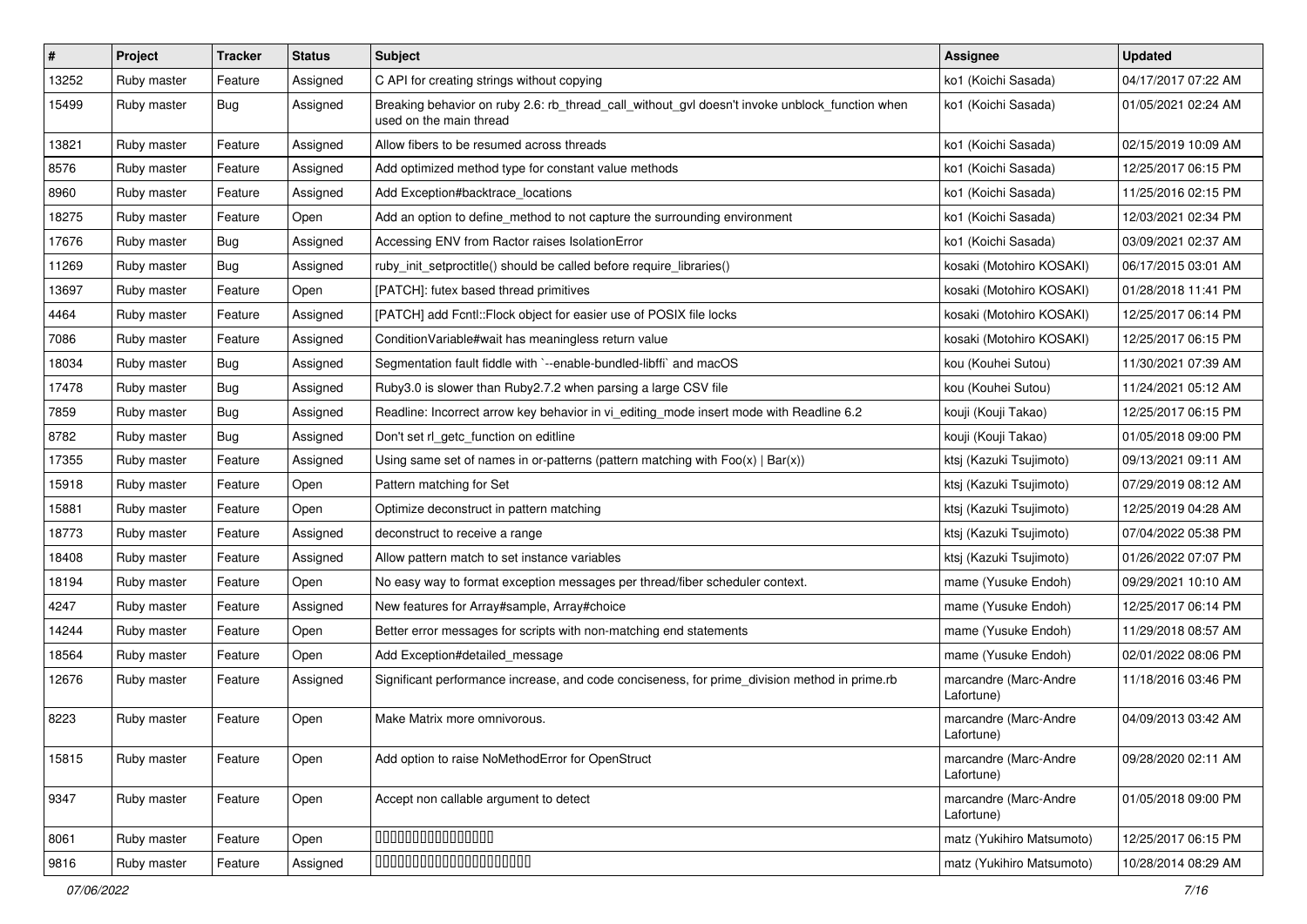| # | Project | Tracker | Status | Subject | Assignee | Updated |
|---|---|---|---|---|---|---|
| 13252 | Ruby master | Feature | Assigned | C API for creating strings without copying | ko1 (Koichi Sasada) | 04/17/2017 07:22 AM |
| 15499 | Ruby master | Bug | Assigned | Breaking behavior on ruby 2.6: rb_thread_call_without_gvl doesn't invoke unblock_function when used on the main thread | ko1 (Koichi Sasada) | 01/05/2021 02:24 AM |
| 13821 | Ruby master | Feature | Assigned | Allow fibers to be resumed across threads | ko1 (Koichi Sasada) | 02/15/2019 10:09 AM |
| 8576 | Ruby master | Feature | Assigned | Add optimized method type for constant value methods | ko1 (Koichi Sasada) | 12/25/2017 06:15 PM |
| 8960 | Ruby master | Feature | Assigned | Add Exception#backtrace_locations | ko1 (Koichi Sasada) | 11/25/2016 02:15 PM |
| 18275 | Ruby master | Feature | Open | Add an option to define_method to not capture the surrounding environment | ko1 (Koichi Sasada) | 12/03/2021 02:34 PM |
| 17676 | Ruby master | Bug | Assigned | Accessing ENV from Ractor raises IsolationError | ko1 (Koichi Sasada) | 03/09/2021 02:37 AM |
| 11269 | Ruby master | Bug | Assigned | ruby_init_setproctitle() should be called before require_libraries() | kosaki (Motohiro KOSAKI) | 06/17/2015 03:01 AM |
| 13697 | Ruby master | Feature | Open | [PATCH]: futex based thread primitives | kosaki (Motohiro KOSAKI) | 01/28/2018 11:41 PM |
| 4464 | Ruby master | Feature | Assigned | [PATCH] add Fcntl::Flock object for easier use of POSIX file locks | kosaki (Motohiro KOSAKI) | 12/25/2017 06:14 PM |
| 7086 | Ruby master | Feature | Assigned | ConditionVariable#wait has meaningless return value | kosaki (Motohiro KOSAKI) | 12/25/2017 06:15 PM |
| 18034 | Ruby master | Bug | Assigned | Segmentation fault fiddle with `--enable-bundled-libffi` and macOS | kou (Kouhei Sutou) | 11/30/2021 07:39 AM |
| 17478 | Ruby master | Bug | Assigned | Ruby3.0 is slower than Ruby2.7.2 when parsing a large CSV file | kou (Kouhei Sutou) | 11/24/2021 05:12 AM |
| 7859 | Ruby master | Bug | Assigned | Readline: Incorrect arrow key behavior in vi_editing_mode insert mode with Readline 6.2 | kouji (Kouji Takao) | 12/25/2017 06:15 PM |
| 8782 | Ruby master | Bug | Assigned | Don't set rl_getc_function on editline | kouji (Kouji Takao) | 01/05/2018 09:00 PM |
| 17355 | Ruby master | Feature | Assigned | Using same set of names in or-patterns (pattern matching with Foo(x) \| Bar(x)) | ktsj (Kazuki Tsujimoto) | 09/13/2021 09:11 AM |
| 15918 | Ruby master | Feature | Open | Pattern matching for Set | ktsj (Kazuki Tsujimoto) | 07/29/2019 08:12 AM |
| 15881 | Ruby master | Feature | Open | Optimize deconstruct in pattern matching | ktsj (Kazuki Tsujimoto) | 12/25/2019 04:28 AM |
| 18773 | Ruby master | Feature | Assigned | deconstruct to receive a range | ktsj (Kazuki Tsujimoto) | 07/04/2022 05:38 PM |
| 18408 | Ruby master | Feature | Assigned | Allow pattern match to set instance variables | ktsj (Kazuki Tsujimoto) | 01/26/2022 07:07 PM |
| 18194 | Ruby master | Feature | Open | No easy way to format exception messages per thread/fiber scheduler context. | mame (Yusuke Endoh) | 09/29/2021 10:10 AM |
| 4247 | Ruby master | Feature | Assigned | New features for Array#sample, Array#choice | mame (Yusuke Endoh) | 12/25/2017 06:14 PM |
| 14244 | Ruby master | Feature | Open | Better error messages for scripts with non-matching end statements | mame (Yusuke Endoh) | 11/29/2018 08:57 AM |
| 18564 | Ruby master | Feature | Open | Add Exception#detailed_message | mame (Yusuke Endoh) | 02/01/2022 08:06 PM |
| 12676 | Ruby master | Feature | Assigned | Significant performance increase, and code conciseness, for prime_division method in prime.rb | marcandre (Marc-Andre Lafortune) | 11/18/2016 03:46 PM |
| 8223 | Ruby master | Feature | Open | Make Matrix more omnivorous. | marcandre (Marc-Andre Lafortune) | 04/09/2013 03:42 AM |
| 15815 | Ruby master | Feature | Open | Add option to raise NoMethodError for OpenStruct | marcandre (Marc-Andre Lafortune) | 09/28/2020 02:11 AM |
| 9347 | Ruby master | Feature | Open | Accept non callable argument to detect | marcandre (Marc-Andre Lafortune) | 01/05/2018 09:00 PM |
| 8061 | Ruby master | Feature | Open | 0000000000000000 | matz (Yukihiro Matsumoto) | 12/25/2017 06:15 PM |
| 9816 | Ruby master | Feature | Assigned | 0000000000000000000000 | matz (Yukihiro Matsumoto) | 10/28/2014 08:29 AM |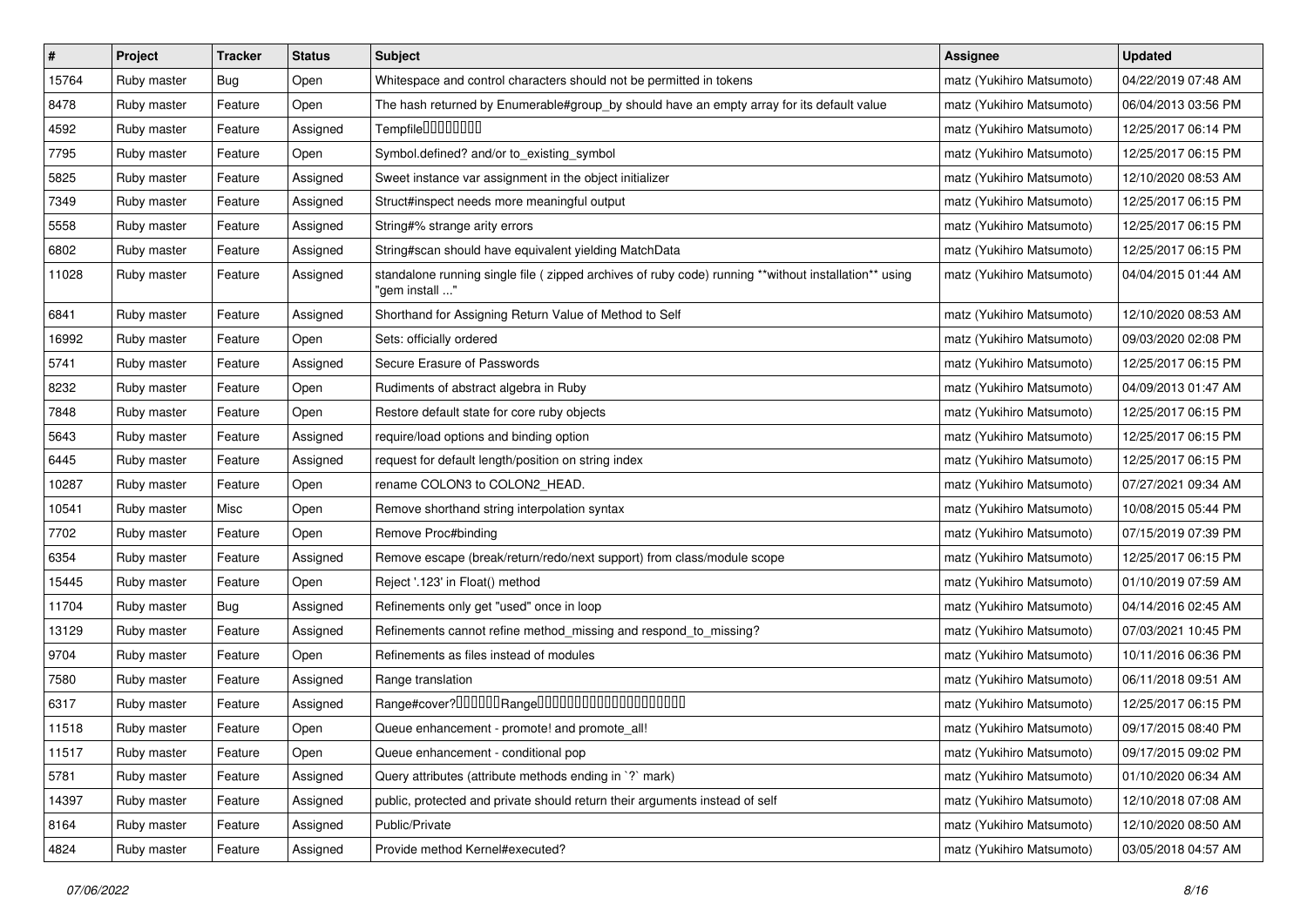| # | Project | Tracker | Status | Subject | Assignee | Updated |
|---|---|---|---|---|---|---|
| 15764 | Ruby master | Bug | Open | Whitespace and control characters should not be permitted in tokens | matz (Yukihiro Matsumoto) | 04/22/2019 07:48 AM |
| 8478 | Ruby master | Feature | Open | The hash returned by Enumerable#group_by should have an empty array for its default value | matz (Yukihiro Matsumoto) | 06/04/2013 03:56 PM |
| 4592 | Ruby master | Feature | Assigned | Tempfile�������� | matz (Yukihiro Matsumoto) | 12/25/2017 06:14 PM |
| 7795 | Ruby master | Feature | Open | Symbol.defined? and/or to_existing_symbol | matz (Yukihiro Matsumoto) | 12/25/2017 06:15 PM |
| 5825 | Ruby master | Feature | Assigned | Sweet instance var assignment in the object initializer | matz (Yukihiro Matsumoto) | 12/10/2020 08:53 AM |
| 7349 | Ruby master | Feature | Assigned | Struct#inspect needs more meaningful output | matz (Yukihiro Matsumoto) | 12/25/2017 06:15 PM |
| 5558 | Ruby master | Feature | Assigned | String#% strange arity errors | matz (Yukihiro Matsumoto) | 12/25/2017 06:15 PM |
| 6802 | Ruby master | Feature | Assigned | String#scan should have equivalent yielding MatchData | matz (Yukihiro Matsumoto) | 12/25/2017 06:15 PM |
| 11028 | Ruby master | Feature | Assigned | standalone running single file ( zipped archives of ruby code) running **without installation** using "gem install ..." | matz (Yukihiro Matsumoto) | 04/04/2015 01:44 AM |
| 6841 | Ruby master | Feature | Assigned | Shorthand for Assigning Return Value of Method to Self | matz (Yukihiro Matsumoto) | 12/10/2020 08:53 AM |
| 16992 | Ruby master | Feature | Open | Sets: officially ordered | matz (Yukihiro Matsumoto) | 09/03/2020 02:08 PM |
| 5741 | Ruby master | Feature | Assigned | Secure Erasure of Passwords | matz (Yukihiro Matsumoto) | 12/25/2017 06:15 PM |
| 8232 | Ruby master | Feature | Open | Rudiments of abstract algebra in Ruby | matz (Yukihiro Matsumoto) | 04/09/2013 01:47 AM |
| 7848 | Ruby master | Feature | Open | Restore default state for core ruby objects | matz (Yukihiro Matsumoto) | 12/25/2017 06:15 PM |
| 5643 | Ruby master | Feature | Assigned | require/load options and binding option | matz (Yukihiro Matsumoto) | 12/25/2017 06:15 PM |
| 6445 | Ruby master | Feature | Assigned | request for default length/position on string index | matz (Yukihiro Matsumoto) | 12/25/2017 06:15 PM |
| 10287 | Ruby master | Feature | Open | rename COLON3 to COLON2_HEAD. | matz (Yukihiro Matsumoto) | 07/27/2021 09:34 AM |
| 10541 | Ruby master | Misc | Open | Remove shorthand string interpolation syntax | matz (Yukihiro Matsumoto) | 10/08/2015 05:44 PM |
| 7702 | Ruby master | Feature | Open | Remove Proc#binding | matz (Yukihiro Matsumoto) | 07/15/2019 07:39 PM |
| 6354 | Ruby master | Feature | Assigned | Remove escape (break/return/redo/next support) from class/module scope | matz (Yukihiro Matsumoto) | 12/25/2017 06:15 PM |
| 15445 | Ruby master | Feature | Open | Reject '.123' in Float() method | matz (Yukihiro Matsumoto) | 01/10/2019 07:59 AM |
| 11704 | Ruby master | Bug | Assigned | Refinements only get "used" once in loop | matz (Yukihiro Matsumoto) | 04/14/2016 02:45 AM |
| 13129 | Ruby master | Feature | Assigned | Refinements cannot refine method_missing and respond_to_missing? | matz (Yukihiro Matsumoto) | 07/03/2021 10:45 PM |
| 9704 | Ruby master | Feature | Open | Refinements as files instead of modules | matz (Yukihiro Matsumoto) | 10/11/2016 06:36 PM |
| 7580 | Ruby master | Feature | Assigned | Range translation | matz (Yukihiro Matsumoto) | 06/11/2018 09:51 AM |
| 6317 | Ruby master | Feature | Assigned | Range#cover?������Range�������������������� | matz (Yukihiro Matsumoto) | 12/25/2017 06:15 PM |
| 11518 | Ruby master | Feature | Open | Queue enhancement - promote! and promote_all! | matz (Yukihiro Matsumoto) | 09/17/2015 08:40 PM |
| 11517 | Ruby master | Feature | Open | Queue enhancement - conditional pop | matz (Yukihiro Matsumoto) | 09/17/2015 09:02 PM |
| 5781 | Ruby master | Feature | Assigned | Query attributes (attribute methods ending in `?` mark) | matz (Yukihiro Matsumoto) | 01/10/2020 06:34 AM |
| 14397 | Ruby master | Feature | Assigned | public, protected and private should return their arguments instead of self | matz (Yukihiro Matsumoto) | 12/10/2018 07:08 AM |
| 8164 | Ruby master | Feature | Assigned | Public/Private | matz (Yukihiro Matsumoto) | 12/10/2020 08:50 AM |
| 4824 | Ruby master | Feature | Assigned | Provide method Kernel#executed? | matz (Yukihiro Matsumoto) | 03/05/2018 04:57 AM |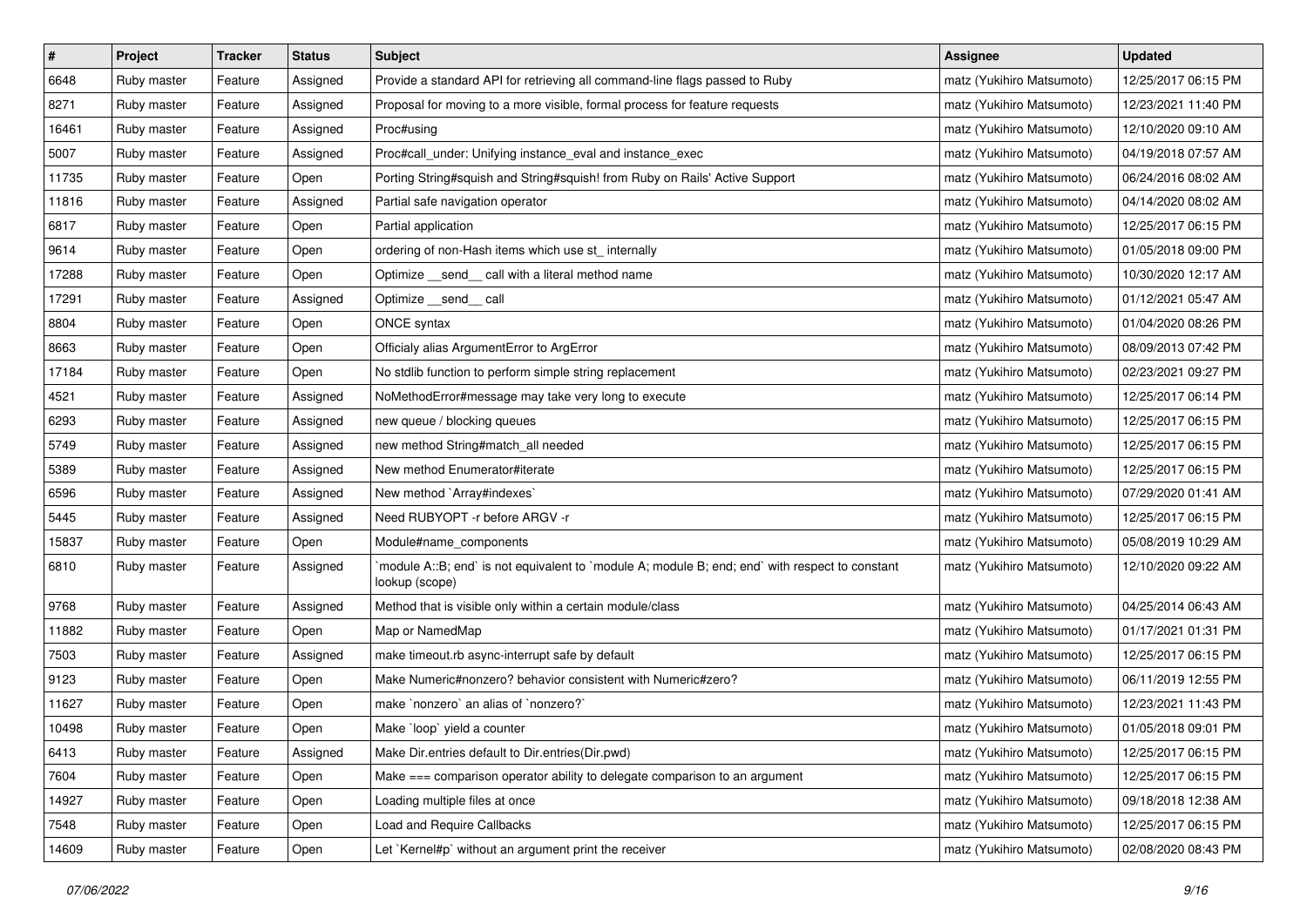| # | Project | Tracker | Status | Subject | Assignee | Updated |
|---|---|---|---|---|---|---|
| 6648 | Ruby master | Feature | Assigned | Provide a standard API for retrieving all command-line flags passed to Ruby | matz (Yukihiro Matsumoto) | 12/25/2017 06:15 PM |
| 8271 | Ruby master | Feature | Assigned | Proposal for moving to a more visible, formal process for feature requests | matz (Yukihiro Matsumoto) | 12/23/2021 11:40 PM |
| 16461 | Ruby master | Feature | Assigned | Proc#using | matz (Yukihiro Matsumoto) | 12/10/2020 09:10 AM |
| 5007 | Ruby master | Feature | Assigned | Proc#call_under: Unifying instance_eval and instance_exec | matz (Yukihiro Matsumoto) | 04/19/2018 07:57 AM |
| 11735 | Ruby master | Feature | Open | Porting String#squish and String#squish! from Ruby on Rails' Active Support | matz (Yukihiro Matsumoto) | 06/24/2016 08:02 AM |
| 11816 | Ruby master | Feature | Assigned | Partial safe navigation operator | matz (Yukihiro Matsumoto) | 04/14/2020 08:02 AM |
| 6817 | Ruby master | Feature | Open | Partial application | matz (Yukihiro Matsumoto) | 12/25/2017 06:15 PM |
| 9614 | Ruby master | Feature | Open | ordering of non-Hash items which use st_ internally | matz (Yukihiro Matsumoto) | 01/05/2018 09:00 PM |
| 17288 | Ruby master | Feature | Open | Optimize __send__ call with a literal method name | matz (Yukihiro Matsumoto) | 10/30/2020 12:17 AM |
| 17291 | Ruby master | Feature | Assigned | Optimize __send__ call | matz (Yukihiro Matsumoto) | 01/12/2021 05:47 AM |
| 8804 | Ruby master | Feature | Open | ONCE syntax | matz (Yukihiro Matsumoto) | 01/04/2020 08:26 PM |
| 8663 | Ruby master | Feature | Open | Officialy alias ArgumentError to ArgError | matz (Yukihiro Matsumoto) | 08/09/2013 07:42 PM |
| 17184 | Ruby master | Feature | Open | No stdlib function to perform simple string replacement | matz (Yukihiro Matsumoto) | 02/23/2021 09:27 PM |
| 4521 | Ruby master | Feature | Assigned | NoMethodError#message may take very long to execute | matz (Yukihiro Matsumoto) | 12/25/2017 06:14 PM |
| 6293 | Ruby master | Feature | Assigned | new queue / blocking queues | matz (Yukihiro Matsumoto) | 12/25/2017 06:15 PM |
| 5749 | Ruby master | Feature | Assigned | new method String#match_all needed | matz (Yukihiro Matsumoto) | 12/25/2017 06:15 PM |
| 5389 | Ruby master | Feature | Assigned | New method Enumerator#iterate | matz (Yukihiro Matsumoto) | 12/25/2017 06:15 PM |
| 6596 | Ruby master | Feature | Assigned | New method `Array#indexes` | matz (Yukihiro Matsumoto) | 07/29/2020 01:41 AM |
| 5445 | Ruby master | Feature | Assigned | Need RUBYOPT -r before ARGV -r | matz (Yukihiro Matsumoto) | 12/25/2017 06:15 PM |
| 15837 | Ruby master | Feature | Open | Module#name_components | matz (Yukihiro Matsumoto) | 05/08/2019 10:29 AM |
| 6810 | Ruby master | Feature | Assigned | `module A::B; end` is not equivalent to `module A; module B; end; end` with respect to constant lookup (scope) | matz (Yukihiro Matsumoto) | 12/10/2020 09:22 AM |
| 9768 | Ruby master | Feature | Assigned | Method that is visible only within a certain module/class | matz (Yukihiro Matsumoto) | 04/25/2014 06:43 AM |
| 11882 | Ruby master | Feature | Open | Map or NamedMap | matz (Yukihiro Matsumoto) | 01/17/2021 01:31 PM |
| 7503 | Ruby master | Feature | Assigned | make timeout.rb async-interrupt safe by default | matz (Yukihiro Matsumoto) | 12/25/2017 06:15 PM |
| 9123 | Ruby master | Feature | Open | Make Numeric#nonzero? behavior consistent with Numeric#zero? | matz (Yukihiro Matsumoto) | 06/11/2019 12:55 PM |
| 11627 | Ruby master | Feature | Open | make `nonzero` an alias of `nonzero?` | matz (Yukihiro Matsumoto) | 12/23/2021 11:43 PM |
| 10498 | Ruby master | Feature | Open | Make `loop` yield a counter | matz (Yukihiro Matsumoto) | 01/05/2018 09:01 PM |
| 6413 | Ruby master | Feature | Assigned | Make Dir.entries default to Dir.entries(Dir.pwd) | matz (Yukihiro Matsumoto) | 12/25/2017 06:15 PM |
| 7604 | Ruby master | Feature | Open | Make === comparison operator ability to delegate comparison to an argument | matz (Yukihiro Matsumoto) | 12/25/2017 06:15 PM |
| 14927 | Ruby master | Feature | Open | Loading multiple files at once | matz (Yukihiro Matsumoto) | 09/18/2018 12:38 AM |
| 7548 | Ruby master | Feature | Open | Load and Require Callbacks | matz (Yukihiro Matsumoto) | 12/25/2017 06:15 PM |
| 14609 | Ruby master | Feature | Open | Let `Kernel#p` without an argument print the receiver | matz (Yukihiro Matsumoto) | 02/08/2020 08:43 PM |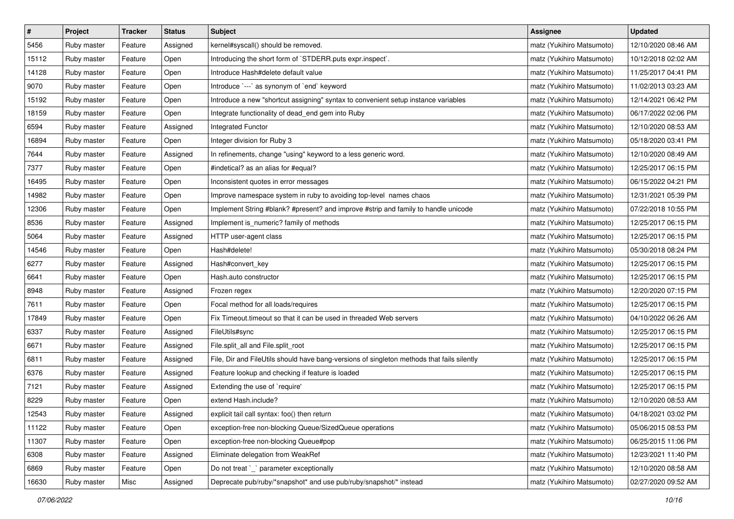| # | Project | Tracker | Status | Subject | Assignee | Updated |
|---|---|---|---|---|---|---|
| 5456 | Ruby master | Feature | Assigned | kernel#syscall() should be removed. | matz (Yukihiro Matsumoto) | 12/10/2020 08:46 AM |
| 15112 | Ruby master | Feature | Open | Introducing the short form of `STDERR.puts expr.inspect`. | matz (Yukihiro Matsumoto) | 10/12/2018 02:02 AM |
| 14128 | Ruby master | Feature | Open | Introduce Hash#delete default value | matz (Yukihiro Matsumoto) | 11/25/2017 04:41 PM |
| 9070 | Ruby master | Feature | Open | Introduce `---` as synonym of `end` keyword | matz (Yukihiro Matsumoto) | 11/02/2013 03:23 AM |
| 15192 | Ruby master | Feature | Open | Introduce a new "shortcut assigning" syntax to convenient setup instance variables | matz (Yukihiro Matsumoto) | 12/14/2021 06:42 PM |
| 18159 | Ruby master | Feature | Open | Integrate functionality of dead_end gem into Ruby | matz (Yukihiro Matsumoto) | 06/17/2022 02:06 PM |
| 6594 | Ruby master | Feature | Assigned | Integrated Functor | matz (Yukihiro Matsumoto) | 12/10/2020 08:53 AM |
| 16894 | Ruby master | Feature | Open | Integer division for Ruby 3 | matz (Yukihiro Matsumoto) | 05/18/2020 03:41 PM |
| 7644 | Ruby master | Feature | Assigned | In refinements, change "using" keyword to a less generic word. | matz (Yukihiro Matsumoto) | 12/10/2020 08:49 AM |
| 7377 | Ruby master | Feature | Open | #indetical? as an alias for #equal? | matz (Yukihiro Matsumoto) | 12/25/2017 06:15 PM |
| 16495 | Ruby master | Feature | Open | Inconsistent quotes in error messages | matz (Yukihiro Matsumoto) | 06/15/2022 04:21 PM |
| 14982 | Ruby master | Feature | Open | Improve namespace system in ruby to avoiding top-level names chaos | matz (Yukihiro Matsumoto) | 12/31/2021 05:39 PM |
| 12306 | Ruby master | Feature | Open | Implement String #blank? #present? and improve #strip and family to handle unicode | matz (Yukihiro Matsumoto) | 07/22/2018 10:55 PM |
| 8536 | Ruby master | Feature | Assigned | Implement is_numeric? family of methods | matz (Yukihiro Matsumoto) | 12/25/2017 06:15 PM |
| 5064 | Ruby master | Feature | Assigned | HTTP user-agent class | matz (Yukihiro Matsumoto) | 12/25/2017 06:15 PM |
| 14546 | Ruby master | Feature | Open | Hash#delete! | matz (Yukihiro Matsumoto) | 05/30/2018 08:24 PM |
| 6277 | Ruby master | Feature | Assigned | Hash#convert_key | matz (Yukihiro Matsumoto) | 12/25/2017 06:15 PM |
| 6641 | Ruby master | Feature | Open | Hash.auto constructor | matz (Yukihiro Matsumoto) | 12/25/2017 06:15 PM |
| 8948 | Ruby master | Feature | Assigned | Frozen regex | matz (Yukihiro Matsumoto) | 12/20/2020 07:15 PM |
| 7611 | Ruby master | Feature | Open | Focal method for all loads/requires | matz (Yukihiro Matsumoto) | 12/25/2017 06:15 PM |
| 17849 | Ruby master | Feature | Open | Fix Timeout.timeout so that it can be used in threaded Web servers | matz (Yukihiro Matsumoto) | 04/10/2022 06:26 AM |
| 6337 | Ruby master | Feature | Assigned | FileUtils#sync | matz (Yukihiro Matsumoto) | 12/25/2017 06:15 PM |
| 6671 | Ruby master | Feature | Assigned | File.split_all and File.split_root | matz (Yukihiro Matsumoto) | 12/25/2017 06:15 PM |
| 6811 | Ruby master | Feature | Assigned | File, Dir and FileUtils should have bang-versions of singleton methods that fails silently | matz (Yukihiro Matsumoto) | 12/25/2017 06:15 PM |
| 6376 | Ruby master | Feature | Assigned | Feature lookup and checking if feature is loaded | matz (Yukihiro Matsumoto) | 12/25/2017 06:15 PM |
| 7121 | Ruby master | Feature | Assigned | Extending the use of `require' | matz (Yukihiro Matsumoto) | 12/25/2017 06:15 PM |
| 8229 | Ruby master | Feature | Open | extend Hash.include? | matz (Yukihiro Matsumoto) | 12/10/2020 08:53 AM |
| 12543 | Ruby master | Feature | Assigned | explicit tail call syntax: foo() then return | matz (Yukihiro Matsumoto) | 04/18/2021 03:02 PM |
| 11122 | Ruby master | Feature | Open | exception-free non-blocking Queue/SizedQueue operations | matz (Yukihiro Matsumoto) | 05/06/2015 08:53 PM |
| 11307 | Ruby master | Feature | Open | exception-free non-blocking Queue#pop | matz (Yukihiro Matsumoto) | 06/25/2015 11:06 PM |
| 6308 | Ruby master | Feature | Assigned | Eliminate delegation from WeakRef | matz (Yukihiro Matsumoto) | 12/23/2021 11:40 PM |
| 6869 | Ruby master | Feature | Open | Do not treat `_` parameter exceptionally | matz (Yukihiro Matsumoto) | 12/10/2020 08:58 AM |
| 16630 | Ruby master | Misc | Assigned | Deprecate pub/ruby/*snapshot* and use pub/ruby/snapshot/* instead | matz (Yukihiro Matsumoto) | 02/27/2020 09:52 AM |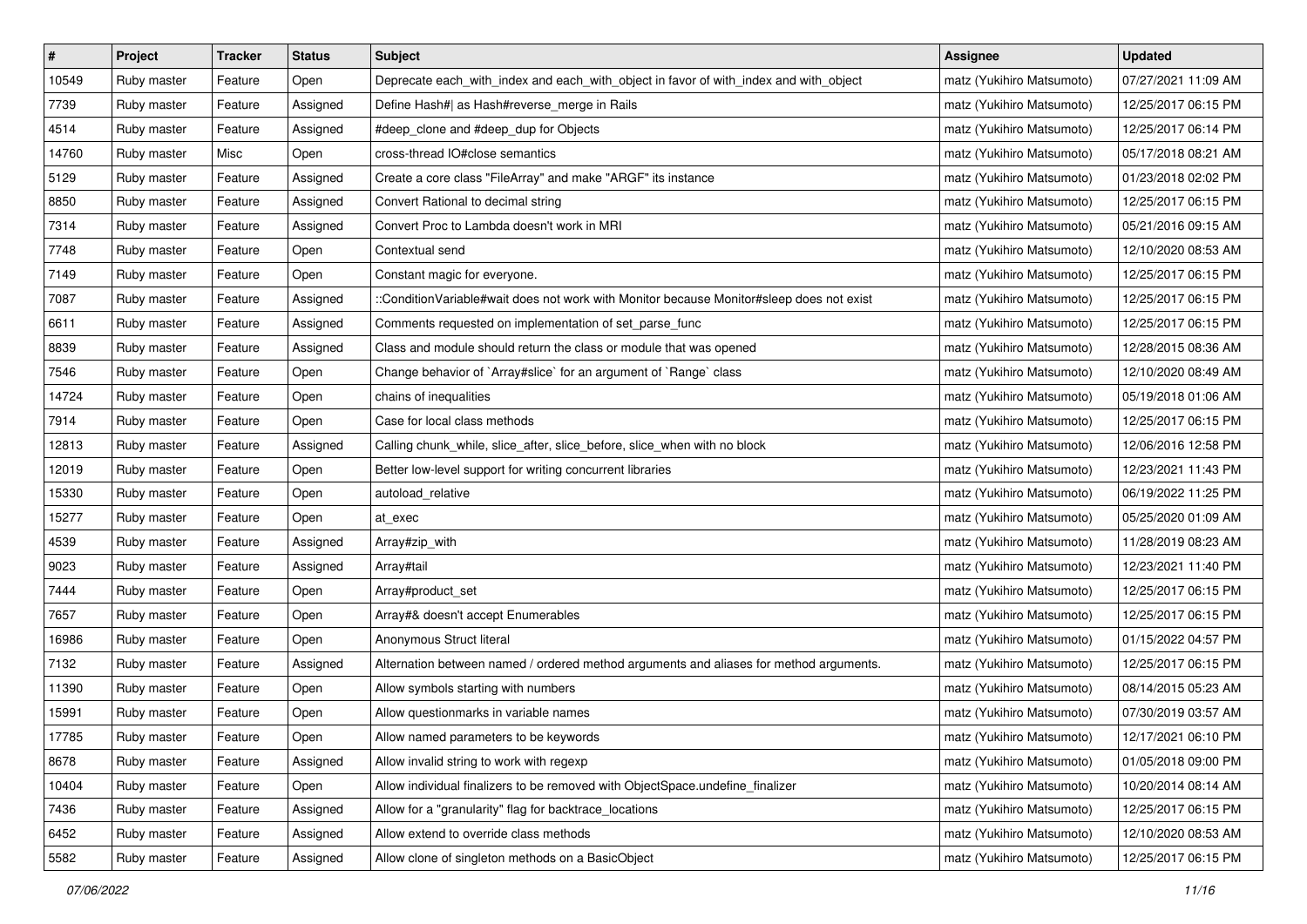| # | Project | Tracker | Status | Subject | Assignee | Updated |
|---|---|---|---|---|---|---|
| 10549 | Ruby master | Feature | Open | Deprecate each_with_index and each_with_object in favor of with_index and with_object | matz (Yukihiro Matsumoto) | 07/27/2021 11:09 AM |
| 7739 | Ruby master | Feature | Assigned | Define Hash#| as Hash#reverse_merge in Rails | matz (Yukihiro Matsumoto) | 12/25/2017 06:15 PM |
| 4514 | Ruby master | Feature | Assigned | #deep_clone and #deep_dup for Objects | matz (Yukihiro Matsumoto) | 12/25/2017 06:14 PM |
| 14760 | Ruby master | Misc | Open | cross-thread IO#close semantics | matz (Yukihiro Matsumoto) | 05/17/2018 08:21 AM |
| 5129 | Ruby master | Feature | Assigned | Create a core class "FileArray" and make "ARGF" its instance | matz (Yukihiro Matsumoto) | 01/23/2018 02:02 PM |
| 8850 | Ruby master | Feature | Assigned | Convert Rational to decimal string | matz (Yukihiro Matsumoto) | 12/25/2017 06:15 PM |
| 7314 | Ruby master | Feature | Assigned | Convert Proc to Lambda doesn't work in MRI | matz (Yukihiro Matsumoto) | 05/21/2016 09:15 AM |
| 7748 | Ruby master | Feature | Open | Contextual send | matz (Yukihiro Matsumoto) | 12/10/2020 08:53 AM |
| 7149 | Ruby master | Feature | Open | Constant magic for everyone. | matz (Yukihiro Matsumoto) | 12/25/2017 06:15 PM |
| 7087 | Ruby master | Feature | Assigned | ::ConditionVariable#wait does not work with Monitor because Monitor#sleep does not exist | matz (Yukihiro Matsumoto) | 12/25/2017 06:15 PM |
| 6611 | Ruby master | Feature | Assigned | Comments requested on implementation of set_parse_func | matz (Yukihiro Matsumoto) | 12/25/2017 06:15 PM |
| 8839 | Ruby master | Feature | Assigned | Class and module should return the class or module that was opened | matz (Yukihiro Matsumoto) | 12/28/2015 08:36 AM |
| 7546 | Ruby master | Feature | Open | Change behavior of `Array#slice` for an argument of `Range` class | matz (Yukihiro Matsumoto) | 12/10/2020 08:49 AM |
| 14724 | Ruby master | Feature | Open | chains of inequalities | matz (Yukihiro Matsumoto) | 05/19/2018 01:06 AM |
| 7914 | Ruby master | Feature | Open | Case for local class methods | matz (Yukihiro Matsumoto) | 12/25/2017 06:15 PM |
| 12813 | Ruby master | Feature | Assigned | Calling chunk_while, slice_after, slice_before, slice_when with no block | matz (Yukihiro Matsumoto) | 12/06/2016 12:58 PM |
| 12019 | Ruby master | Feature | Open | Better low-level support for writing concurrent libraries | matz (Yukihiro Matsumoto) | 12/23/2021 11:43 PM |
| 15330 | Ruby master | Feature | Open | autoload_relative | matz (Yukihiro Matsumoto) | 06/19/2022 11:25 PM |
| 15277 | Ruby master | Feature | Open | at_exec | matz (Yukihiro Matsumoto) | 05/25/2020 01:09 AM |
| 4539 | Ruby master | Feature | Assigned | Array#zip_with | matz (Yukihiro Matsumoto) | 11/28/2019 08:23 AM |
| 9023 | Ruby master | Feature | Assigned | Array#tail | matz (Yukihiro Matsumoto) | 12/23/2021 11:40 PM |
| 7444 | Ruby master | Feature | Open | Array#product_set | matz (Yukihiro Matsumoto) | 12/25/2017 06:15 PM |
| 7657 | Ruby master | Feature | Open | Array#& doesn't accept Enumerables | matz (Yukihiro Matsumoto) | 12/25/2017 06:15 PM |
| 16986 | Ruby master | Feature | Open | Anonymous Struct literal | matz (Yukihiro Matsumoto) | 01/15/2022 04:57 PM |
| 7132 | Ruby master | Feature | Assigned | Alternation between named / ordered method arguments and aliases for method arguments. | matz (Yukihiro Matsumoto) | 12/25/2017 06:15 PM |
| 11390 | Ruby master | Feature | Open | Allow symbols starting with numbers | matz (Yukihiro Matsumoto) | 08/14/2015 05:23 AM |
| 15991 | Ruby master | Feature | Open | Allow questionmarks in variable names | matz (Yukihiro Matsumoto) | 07/30/2019 03:57 AM |
| 17785 | Ruby master | Feature | Open | Allow named parameters to be keywords | matz (Yukihiro Matsumoto) | 12/17/2021 06:10 PM |
| 8678 | Ruby master | Feature | Assigned | Allow invalid string to work with regexp | matz (Yukihiro Matsumoto) | 01/05/2018 09:00 PM |
| 10404 | Ruby master | Feature | Open | Allow individual finalizers to be removed with ObjectSpace.undefine_finalizer | matz (Yukihiro Matsumoto) | 10/20/2014 08:14 AM |
| 7436 | Ruby master | Feature | Assigned | Allow for a "granularity" flag for backtrace_locations | matz (Yukihiro Matsumoto) | 12/25/2017 06:15 PM |
| 6452 | Ruby master | Feature | Assigned | Allow extend to override class methods | matz (Yukihiro Matsumoto) | 12/10/2020 08:53 AM |
| 5582 | Ruby master | Feature | Assigned | Allow clone of singleton methods on a BasicObject | matz (Yukihiro Matsumoto) | 12/25/2017 06:15 PM |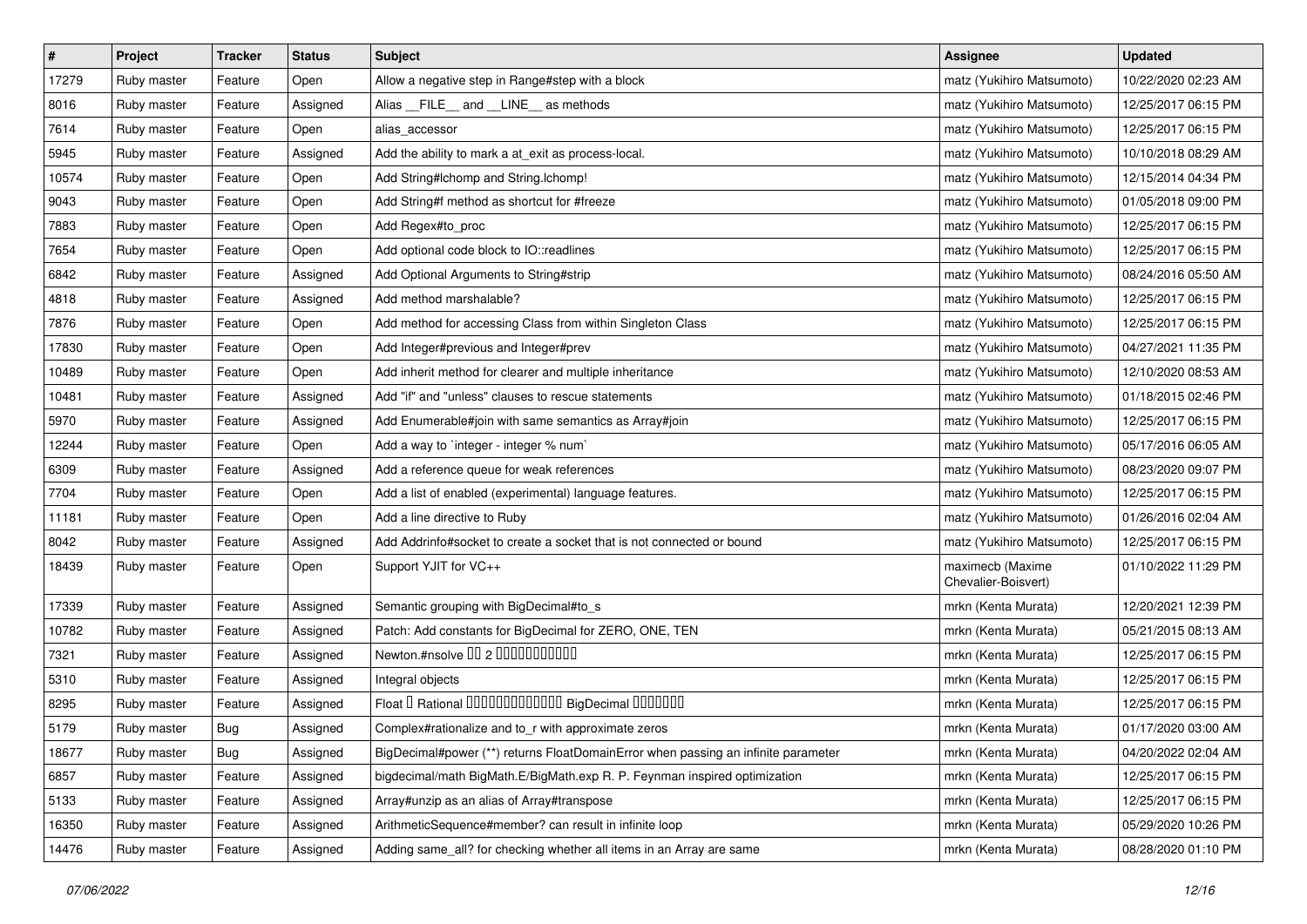| # | Project | Tracker | Status | Subject | Assignee | Updated |
|---|---|---|---|---|---|---|
| 17279 | Ruby master | Feature | Open | Allow a negative step in Range#step with a block | matz (Yukihiro Matsumoto) | 10/22/2020 02:23 AM |
| 8016 | Ruby master | Feature | Assigned | Alias __FILE__ and __LINE__ as methods | matz (Yukihiro Matsumoto) | 12/25/2017 06:15 PM |
| 7614 | Ruby master | Feature | Open | alias_accessor | matz (Yukihiro Matsumoto) | 12/25/2017 06:15 PM |
| 5945 | Ruby master | Feature | Assigned | Add the ability to mark a at_exit as process-local. | matz (Yukihiro Matsumoto) | 10/10/2018 08:29 AM |
| 10574 | Ruby master | Feature | Open | Add String#lchomp and String.lchomp! | matz (Yukihiro Matsumoto) | 12/15/2014 04:34 PM |
| 9043 | Ruby master | Feature | Open | Add String#f method as shortcut for #freeze | matz (Yukihiro Matsumoto) | 01/05/2018 09:00 PM |
| 7883 | Ruby master | Feature | Open | Add Regex#to_proc | matz (Yukihiro Matsumoto) | 12/25/2017 06:15 PM |
| 7654 | Ruby master | Feature | Open | Add optional code block to IO::readlines | matz (Yukihiro Matsumoto) | 12/25/2017 06:15 PM |
| 6842 | Ruby master | Feature | Assigned | Add Optional Arguments to String#strip | matz (Yukihiro Matsumoto) | 08/24/2016 05:50 AM |
| 4818 | Ruby master | Feature | Assigned | Add method marshalable? | matz (Yukihiro Matsumoto) | 12/25/2017 06:15 PM |
| 7876 | Ruby master | Feature | Open | Add method for accessing Class from within Singleton Class | matz (Yukihiro Matsumoto) | 12/25/2017 06:15 PM |
| 17830 | Ruby master | Feature | Open | Add Integer#previous and Integer#prev | matz (Yukihiro Matsumoto) | 04/27/2021 11:35 PM |
| 10489 | Ruby master | Feature | Open | Add inherit method for clearer and multiple inheritance | matz (Yukihiro Matsumoto) | 12/10/2020 08:53 AM |
| 10481 | Ruby master | Feature | Assigned | Add "if" and "unless" clauses to rescue statements | matz (Yukihiro Matsumoto) | 01/18/2015 02:46 PM |
| 5970 | Ruby master | Feature | Assigned | Add Enumerable#join with same semantics as Array#join | matz (Yukihiro Matsumoto) | 12/25/2017 06:15 PM |
| 12244 | Ruby master | Feature | Open | Add a way to `integer - integer % num` | matz (Yukihiro Matsumoto) | 05/17/2016 06:05 AM |
| 6309 | Ruby master | Feature | Assigned | Add a reference queue for weak references | matz (Yukihiro Matsumoto) | 08/23/2020 09:07 PM |
| 7704 | Ruby master | Feature | Open | Add a list of enabled (experimental) language features. | matz (Yukihiro Matsumoto) | 12/25/2017 06:15 PM |
| 11181 | Ruby master | Feature | Open | Add a line directive to Ruby | matz (Yukihiro Matsumoto) | 01/26/2016 02:04 AM |
| 8042 | Ruby master | Feature | Assigned | Add Addrinfo#socket to create a socket that is not connected or bound | matz (Yukihiro Matsumoto) | 12/25/2017 06:15 PM |
| 18439 | Ruby master | Feature | Open | Support YJIT for VC++ | maximecb (Maxime Chevalier-Boisvert) | 01/10/2022 11:29 PM |
| 17339 | Ruby master | Feature | Assigned | Semantic grouping with BigDecimal#to_s | mrkn (Kenta Murata) | 12/20/2021 12:39 PM |
| 10782 | Ruby master | Feature | Assigned | Patch: Add constants for BigDecimal for ZERO, ONE, TEN | mrkn (Kenta Murata) | 05/21/2015 08:13 AM |
| 7321 | Ruby master | Feature | Assigned | Newton.#nsolve �� 2 ����������� | mrkn (Kenta Murata) | 12/25/2017 06:15 PM |
| 5310 | Ruby master | Feature | Assigned | Integral objects | mrkn (Kenta Murata) | 12/25/2017 06:15 PM |
| 8295 | Ruby master | Feature | Assigned | Float � Rational ������������� BigDecimal ������� | mrkn (Kenta Murata) | 12/25/2017 06:15 PM |
| 5179 | Ruby master | Bug | Assigned | Complex#rationalize and to_r with approximate zeros | mrkn (Kenta Murata) | 01/17/2020 03:00 AM |
| 18677 | Ruby master | Bug | Assigned | BigDecimal#power (**) returns FloatDomainError when passing an infinite parameter | mrkn (Kenta Murata) | 04/20/2022 02:04 AM |
| 6857 | Ruby master | Feature | Assigned | bigdecimal/math BigMath.E/BigMath.exp R. P. Feynman inspired optimization | mrkn (Kenta Murata) | 12/25/2017 06:15 PM |
| 5133 | Ruby master | Feature | Assigned | Array#unzip as an alias of Array#transpose | mrkn (Kenta Murata) | 12/25/2017 06:15 PM |
| 16350 | Ruby master | Feature | Assigned | ArithmeticSequence#member? can result in infinite loop | mrkn (Kenta Murata) | 05/29/2020 10:26 PM |
| 14476 | Ruby master | Feature | Assigned | Adding same_all? for checking whether all items in an Array are same | mrkn (Kenta Murata) | 08/28/2020 01:10 PM |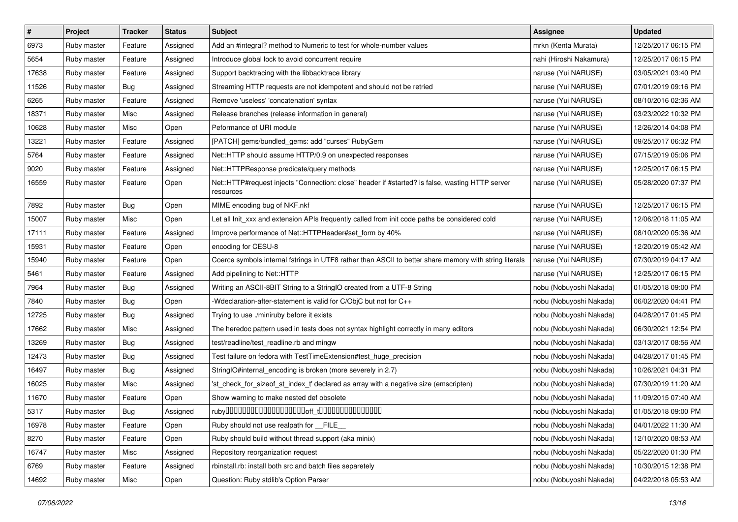| # | Project | Tracker | Status | Subject | Assignee | Updated |
|---|---|---|---|---|---|---|
| 6973 | Ruby master | Feature | Assigned | Add an #integral? method to Numeric to test for whole-number values | mrkn (Kenta Murata) | 12/25/2017 06:15 PM |
| 5654 | Ruby master | Feature | Assigned | Introduce global lock to avoid concurrent require | nahi (Hiroshi Nakamura) | 12/25/2017 06:15 PM |
| 17638 | Ruby master | Feature | Assigned | Support backtracing with the libbacktrace library | naruse (Yui NARUSE) | 03/05/2021 03:40 PM |
| 11526 | Ruby master | Bug | Assigned | Streaming HTTP requests are not idempotent and should not be retried | naruse (Yui NARUSE) | 07/01/2019 09:16 PM |
| 6265 | Ruby master | Feature | Assigned | Remove 'useless' 'concatenation' syntax | naruse (Yui NARUSE) | 08/10/2016 02:36 AM |
| 18371 | Ruby master | Misc | Assigned | Release branches (release information in general) | naruse (Yui NARUSE) | 03/23/2022 10:32 PM |
| 10628 | Ruby master | Misc | Open | Peformance of URI module | naruse (Yui NARUSE) | 12/26/2014 04:08 PM |
| 13221 | Ruby master | Feature | Assigned | [PATCH] gems/bundled_gems: add "curses" RubyGem | naruse (Yui NARUSE) | 09/25/2017 06:32 PM |
| 5764 | Ruby master | Feature | Assigned | Net::HTTP should assume HTTP/0.9 on unexpected responses | naruse (Yui NARUSE) | 07/15/2019 05:06 PM |
| 9020 | Ruby master | Feature | Assigned | Net::HTTPResponse predicate/query methods | naruse (Yui NARUSE) | 12/25/2017 06:15 PM |
| 16559 | Ruby master | Feature | Open | Net::HTTP#request injects "Connection: close" header if #started? is false, wasting HTTP server resources | naruse (Yui NARUSE) | 05/28/2020 07:37 PM |
| 7892 | Ruby master | Bug | Open | MIME encoding bug of NKF.nkf | naruse (Yui NARUSE) | 12/25/2017 06:15 PM |
| 15007 | Ruby master | Misc | Open | Let all Init_xxx and extension APIs frequently called from init code paths be considered cold | naruse (Yui NARUSE) | 12/06/2018 11:05 AM |
| 17111 | Ruby master | Feature | Assigned | Improve performance of Net::HTTPHeader#set_form by 40% | naruse (Yui NARUSE) | 08/10/2020 05:36 AM |
| 15931 | Ruby master | Feature | Open | encoding for CESU-8 | naruse (Yui NARUSE) | 12/20/2019 05:42 AM |
| 15940 | Ruby master | Feature | Open | Coerce symbols internal fstrings in UTF8 rather than ASCII to better share memory with string literals | naruse (Yui NARUSE) | 07/30/2019 04:17 AM |
| 5461 | Ruby master | Feature | Assigned | Add pipelining to Net::HTTP | naruse (Yui NARUSE) | 12/25/2017 06:15 PM |
| 7964 | Ruby master | Bug | Assigned | Writing an ASCII-8BIT String to a StringIO created from a UTF-8 String | nobu (Nobuyoshi Nakada) | 01/05/2018 09:00 PM |
| 7840 | Ruby master | Bug | Open | -Wdeclaration-after-statement is valid for C/ObjC but not for C++ | nobu (Nobuyoshi Nakada) | 06/02/2020 04:41 PM |
| 12725 | Ruby master | Bug | Assigned | Trying to use ./miniruby before it exists | nobu (Nobuyoshi Nakada) | 04/28/2017 01:45 PM |
| 17662 | Ruby master | Misc | Assigned | The heredoc pattern used in tests does not syntax highlight correctly in many editors | nobu (Nobuyoshi Nakada) | 06/30/2021 12:54 PM |
| 13269 | Ruby master | Bug | Assigned | test/readline/test_readline.rb and mingw | nobu (Nobuyoshi Nakada) | 03/13/2017 08:56 AM |
| 12473 | Ruby master | Bug | Assigned | Test failure on fedora with TestTimeExtension#test_huge_precision | nobu (Nobuyoshi Nakada) | 04/28/2017 01:45 PM |
| 16497 | Ruby master | Bug | Assigned | StringIO#internal_encoding is broken (more severely in 2.7) | nobu (Nobuyoshi Nakada) | 10/26/2021 04:31 PM |
| 16025 | Ruby master | Misc | Assigned | 'st_check_for_sizeof_st_index_t' declared as array with a negative size (emscripten) | nobu (Nobuyoshi Nakada) | 07/30/2019 11:20 AM |
| 11670 | Ruby master | Feature | Open | Show warning to make nested def obsolete | nobu (Nobuyoshi Nakada) | 11/09/2015 07:40 AM |
| 5317 | Ruby master | Bug | Assigned | ruby����������������������off_t������������������ | nobu (Nobuyoshi Nakada) | 01/05/2018 09:00 PM |
| 16978 | Ruby master | Feature | Open | Ruby should not use realpath for __FILE__ | nobu (Nobuyoshi Nakada) | 04/01/2022 11:30 AM |
| 8270 | Ruby master | Feature | Open | Ruby should build without thread support (aka minix) | nobu (Nobuyoshi Nakada) | 12/10/2020 08:53 AM |
| 16747 | Ruby master | Misc | Assigned | Repository reorganization request | nobu (Nobuyoshi Nakada) | 05/22/2020 01:30 PM |
| 6769 | Ruby master | Feature | Assigned | rbinstall.rb: install both src and batch files separetely | nobu (Nobuyoshi Nakada) | 10/30/2015 12:38 PM |
| 14692 | Ruby master | Misc | Open | Question: Ruby stdlib's Option Parser | nobu (Nobuyoshi Nakada) | 04/22/2018 05:53 AM |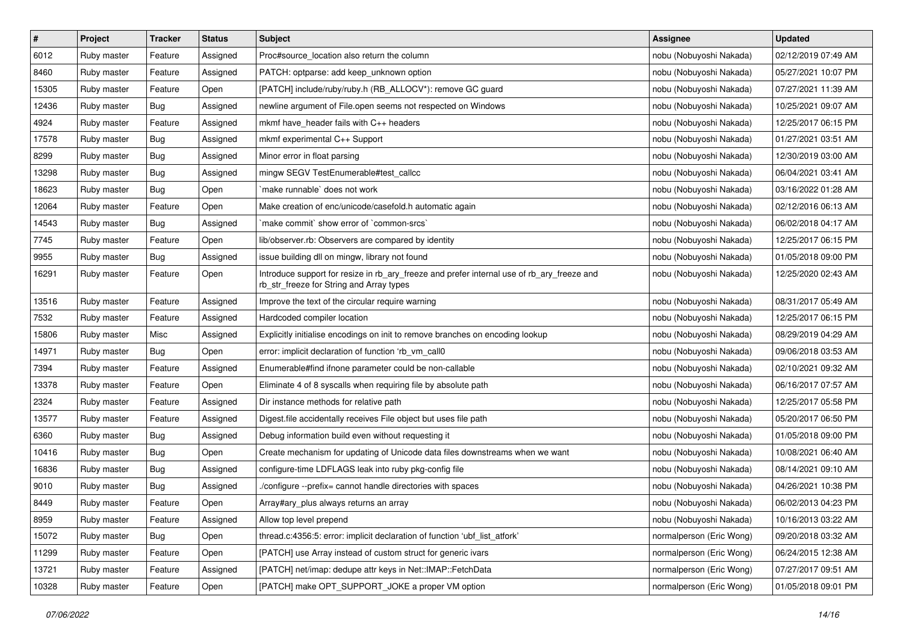| # | Project | Tracker | Status | Subject | Assignee | Updated |
|---|---|---|---|---|---|---|
| 6012 | Ruby master | Feature | Assigned | Proc#source_location also return the column | nobu (Nobuyoshi Nakada) | 02/12/2019 07:49 AM |
| 8460 | Ruby master | Feature | Assigned | PATCH: optparse: add keep_unknown option | nobu (Nobuyoshi Nakada) | 05/27/2021 10:07 PM |
| 15305 | Ruby master | Feature | Open | [PATCH] include/ruby/ruby.h (RB_ALLOCV*): remove GC guard | nobu (Nobuyoshi Nakada) | 07/27/2021 11:39 AM |
| 12436 | Ruby master | Bug | Assigned | newline argument of File.open seems not respected on Windows | nobu (Nobuyoshi Nakada) | 10/25/2021 09:07 AM |
| 4924 | Ruby master | Feature | Assigned | mkmf have_header fails with C++ headers | nobu (Nobuyoshi Nakada) | 12/25/2017 06:15 PM |
| 17578 | Ruby master | Bug | Assigned | mkmf experimental C++ Support | nobu (Nobuyoshi Nakada) | 01/27/2021 03:51 AM |
| 8299 | Ruby master | Bug | Assigned | Minor error in float parsing | nobu (Nobuyoshi Nakada) | 12/30/2019 03:00 AM |
| 13298 | Ruby master | Bug | Assigned | mingw SEGV TestEnumerable#test_callcc | nobu (Nobuyoshi Nakada) | 06/04/2021 03:41 AM |
| 18623 | Ruby master | Bug | Open | `make runnable` does not work | nobu (Nobuyoshi Nakada) | 03/16/2022 01:28 AM |
| 12064 | Ruby master | Feature | Open | Make creation of enc/unicode/casefold.h automatic again | nobu (Nobuyoshi Nakada) | 02/12/2016 06:13 AM |
| 14543 | Ruby master | Bug | Assigned | `make commit` show error of `common-srcs` | nobu (Nobuyoshi Nakada) | 06/02/2018 04:17 AM |
| 7745 | Ruby master | Feature | Open | lib/observer.rb: Observers are compared by identity | nobu (Nobuyoshi Nakada) | 12/25/2017 06:15 PM |
| 9955 | Ruby master | Bug | Assigned | issue building dll on mingw, library not found | nobu (Nobuyoshi Nakada) | 01/05/2018 09:00 PM |
| 16291 | Ruby master | Feature | Open | Introduce support for resize in rb_ary_freeze and prefer internal use of rb_ary_freeze and rb_str_freeze for String and Array types | nobu (Nobuyoshi Nakada) | 12/25/2020 02:43 AM |
| 13516 | Ruby master | Feature | Assigned | Improve the text of the circular require warning | nobu (Nobuyoshi Nakada) | 08/31/2017 05:49 AM |
| 7532 | Ruby master | Feature | Assigned | Hardcoded compiler location | nobu (Nobuyoshi Nakada) | 12/25/2017 06:15 PM |
| 15806 | Ruby master | Misc | Assigned | Explicitly initialise encodings on init to remove branches on encoding lookup | nobu (Nobuyoshi Nakada) | 08/29/2019 04:29 AM |
| 14971 | Ruby master | Bug | Open | error: implicit declaration of function 'rb_vm_call0 | nobu (Nobuyoshi Nakada) | 09/06/2018 03:53 AM |
| 7394 | Ruby master | Feature | Assigned | Enumerable#find ifnone parameter could be non-callable | nobu (Nobuyoshi Nakada) | 02/10/2021 09:32 AM |
| 13378 | Ruby master | Feature | Open | Eliminate 4 of 8 syscalls when requiring file by absolute path | nobu (Nobuyoshi Nakada) | 06/16/2017 07:57 AM |
| 2324 | Ruby master | Feature | Assigned | Dir instance methods for relative path | nobu (Nobuyoshi Nakada) | 12/25/2017 05:58 PM |
| 13577 | Ruby master | Feature | Assigned | Digest.file accidentally receives File object but uses file path | nobu (Nobuyoshi Nakada) | 05/20/2017 06:50 PM |
| 6360 | Ruby master | Bug | Assigned | Debug information build even without requesting it | nobu (Nobuyoshi Nakada) | 01/05/2018 09:00 PM |
| 10416 | Ruby master | Bug | Open | Create mechanism for updating of Unicode data files downstreams when we want | nobu (Nobuyoshi Nakada) | 10/08/2021 06:40 AM |
| 16836 | Ruby master | Bug | Assigned | configure-time LDFLAGS leak into ruby pkg-config file | nobu (Nobuyoshi Nakada) | 08/14/2021 09:10 AM |
| 9010 | Ruby master | Bug | Assigned | ./configure --prefix= cannot handle directories with spaces | nobu (Nobuyoshi Nakada) | 04/26/2021 10:38 PM |
| 8449 | Ruby master | Feature | Open | Array#ary_plus always returns an array | nobu (Nobuyoshi Nakada) | 06/02/2013 04:23 PM |
| 8959 | Ruby master | Feature | Assigned | Allow top level prepend | nobu (Nobuyoshi Nakada) | 10/16/2013 03:22 AM |
| 15072 | Ruby master | Bug | Open | thread.c:4356:5: error: implicit declaration of function 'ubf_list_atfork' | normalperson (Eric Wong) | 09/20/2018 03:32 AM |
| 11299 | Ruby master | Feature | Open | [PATCH] use Array instead of custom struct for generic ivars | normalperson (Eric Wong) | 06/24/2015 12:38 AM |
| 13721 | Ruby master | Feature | Assigned | [PATCH] net/imap: dedupe attr keys in Net::IMAP::FetchData | normalperson (Eric Wong) | 07/27/2017 09:51 AM |
| 10328 | Ruby master | Feature | Open | [PATCH] make OPT_SUPPORT_JOKE a proper VM option | normalperson (Eric Wong) | 01/05/2018 09:01 PM |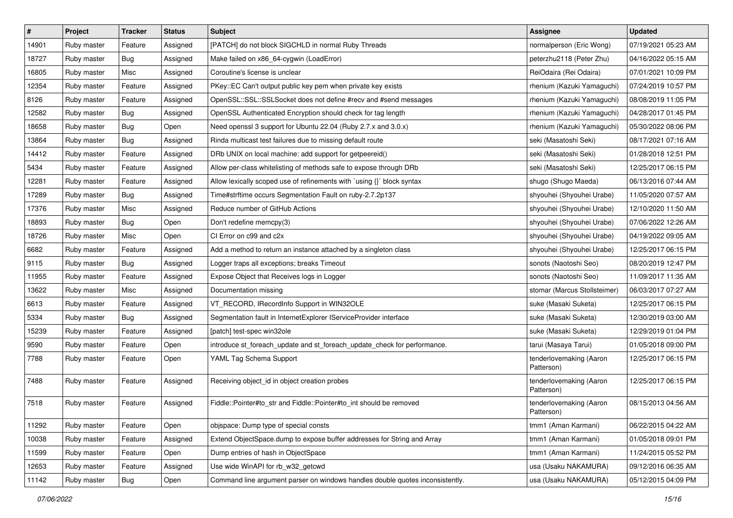| # | Project | Tracker | Status | Subject | Assignee | Updated |
|---|---|---|---|---|---|---|
| 14901 | Ruby master | Feature | Assigned | [PATCH] do not block SIGCHLD in normal Ruby Threads | normalperson (Eric Wong) | 07/19/2021 05:23 AM |
| 18727 | Ruby master | Bug | Assigned | Make failed on x86_64-cygwin (LoadError) | peterzhu2118 (Peter Zhu) | 04/16/2022 05:15 AM |
| 16805 | Ruby master | Misc | Assigned | Coroutine's license is unclear | ReiOdaira (Rei Odaira) | 07/01/2021 10:09 PM |
| 12354 | Ruby master | Feature | Assigned | PKey::EC Can't output public key pem when private key exists | rhenium (Kazuki Yamaguchi) | 07/24/2019 10:57 PM |
| 8126 | Ruby master | Feature | Assigned | OpenSSL::SSL::SSLSocket does not define #recv and #send messages | rhenium (Kazuki Yamaguchi) | 08/08/2019 11:05 PM |
| 12582 | Ruby master | Bug | Assigned | OpenSSL Authenticated Encryption should check for tag length | rhenium (Kazuki Yamaguchi) | 04/28/2017 01:45 PM |
| 18658 | Ruby master | Bug | Open | Need openssl 3 support for Ubuntu 22.04 (Ruby 2.7.x and 3.0.x) | rhenium (Kazuki Yamaguchi) | 05/30/2022 08:06 PM |
| 13864 | Ruby master | Bug | Assigned | Rinda multicast test failures due to missing default route | seki (Masatoshi Seki) | 08/17/2021 07:16 AM |
| 14412 | Ruby master | Feature | Assigned | DRb UNIX on local machine: add support for getpeereid() | seki (Masatoshi Seki) | 01/28/2018 12:51 PM |
| 5434 | Ruby master | Feature | Assigned | Allow per-class whitelisting of methods safe to expose through DRb | seki (Masatoshi Seki) | 12/25/2017 06:15 PM |
| 12281 | Ruby master | Feature | Assigned | Allow lexically scoped use of refinements with `using {}` block syntax | shugo (Shugo Maeda) | 06/13/2016 07:44 AM |
| 17289 | Ruby master | Bug | Assigned | Time#strftime occurs Segmentation Fault on ruby-2.7.2p137 | shyouhei (Shyouhei Urabe) | 11/05/2020 07:57 AM |
| 17376 | Ruby master | Misc | Assigned | Reduce number of GitHub Actions | shyouhei (Shyouhei Urabe) | 12/10/2020 11:50 AM |
| 18893 | Ruby master | Bug | Open | Don't redefine memcpy(3) | shyouhei (Shyouhei Urabe) | 07/06/2022 12:26 AM |
| 18726 | Ruby master | Misc | Open | CI Error on c99 and c2x | shyouhei (Shyouhei Urabe) | 04/19/2022 09:05 AM |
| 6682 | Ruby master | Feature | Assigned | Add a method to return an instance attached by a singleton class | shyouhei (Shyouhei Urabe) | 12/25/2017 06:15 PM |
| 9115 | Ruby master | Bug | Assigned | Logger traps all exceptions; breaks Timeout | sonots (Naotoshi Seo) | 08/20/2019 12:47 PM |
| 11955 | Ruby master | Feature | Assigned | Expose Object that Receives logs in Logger | sonots (Naotoshi Seo) | 11/09/2017 11:35 AM |
| 13622 | Ruby master | Misc | Assigned | Documentation missing | stomar (Marcus Stollsteimer) | 06/03/2017 07:27 AM |
| 6613 | Ruby master | Feature | Assigned | VT_RECORD, IRecordInfo Support in WIN32OLE | suke (Masaki Suketa) | 12/25/2017 06:15 PM |
| 5334 | Ruby master | Bug | Assigned | Segmentation fault in InternetExplorer IServiceProvider interface | suke (Masaki Suketa) | 12/30/2019 03:00 AM |
| 15239 | Ruby master | Feature | Assigned | [patch] test-spec win32ole | suke (Masaki Suketa) | 12/29/2019 01:04 PM |
| 9590 | Ruby master | Feature | Open | introduce st_foreach_update and st_foreach_update_check for performance. | tarui (Masaya Tarui) | 01/05/2018 09:00 PM |
| 7788 | Ruby master | Feature | Open | YAML Tag Schema Support | tenderlovemaking (Aaron Patterson) | 12/25/2017 06:15 PM |
| 7488 | Ruby master | Feature | Assigned | Receiving object_id in object creation probes | tenderlovemaking (Aaron Patterson) | 12/25/2017 06:15 PM |
| 7518 | Ruby master | Feature | Assigned | Fiddle::Pointer#to_str and Fiddle::Pointer#to_int should be removed | tenderlovemaking (Aaron Patterson) | 08/15/2013 04:56 AM |
| 11292 | Ruby master | Feature | Open | objspace: Dump type of special consts | tmm1 (Aman Karmani) | 06/22/2015 04:22 AM |
| 10038 | Ruby master | Feature | Assigned | Extend ObjectSpace.dump to expose buffer addresses for String and Array | tmm1 (Aman Karmani) | 01/05/2018 09:01 PM |
| 11599 | Ruby master | Feature | Open | Dump entries of hash in ObjectSpace | tmm1 (Aman Karmani) | 11/24/2015 05:52 PM |
| 12653 | Ruby master | Feature | Assigned | Use wide WinAPI for rb_w32_getcwd | usa (Usaku NAKAMURA) | 09/12/2016 06:35 AM |
| 11142 | Ruby master | Bug | Open | Command line argument parser on windows handles double quotes inconsistently. | usa (Usaku NAKAMURA) | 05/12/2015 04:09 PM |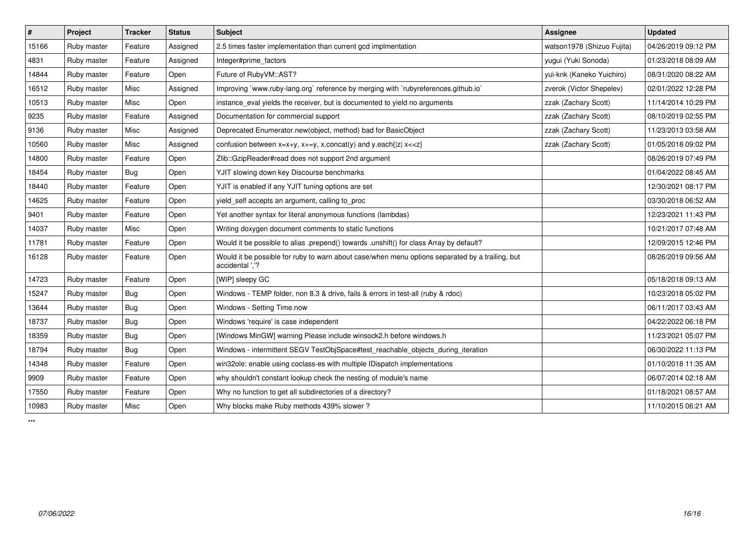| # | Project | Tracker | Status | Subject | Assignee | Updated |
|---|---|---|---|---|---|---|
| 15166 | Ruby master | Feature | Assigned | 2.5 times faster implementation than current gcd implmentation | watson1978 (Shizuo Fujita) | 04/26/2019 09:12 PM |
| 4831 | Ruby master | Feature | Assigned | Integer#prime_factors | yugui (Yuki Sonoda) | 01/23/2018 08:09 AM |
| 14844 | Ruby master | Feature | Open | Future of RubyVM::AST? | yui-knk (Kaneko Yuichiro) | 08/31/2020 08:22 AM |
| 16512 | Ruby master | Misc | Assigned | Improving `www.ruby-lang.org` reference by merging with `rubyreferences.github.io` | zverok (Victor Shepelev) | 02/01/2022 12:28 PM |
| 10513 | Ruby master | Misc | Open | instance_eval yields the receiver, but is documented to yield no arguments | zzak (Zachary Scott) | 11/14/2014 10:29 PM |
| 9235 | Ruby master | Feature | Assigned | Documentation for commercial support | zzak (Zachary Scott) | 08/10/2019 02:55 PM |
| 9136 | Ruby master | Misc | Assigned | Deprecated Enumerator.new(object, method) bad for BasicObject | zzak (Zachary Scott) | 11/23/2013 03:58 AM |
| 10560 | Ruby master | Misc | Assigned | confusion between x=x+y, x+=y, x.concat(y) and y.each{\|z\| x<<z} | zzak (Zachary Scott) | 01/05/2018 09:02 PM |
| 14800 | Ruby master | Feature | Open | Zlib::GzipReader#read does not support 2nd argument | | 08/26/2019 07:49 PM |
| 18454 | Ruby master | Bug | Open | YJIT slowing down key Discourse benchmarks | | 01/04/2022 08:45 AM |
| 18440 | Ruby master | Feature | Open | YJIT is enabled if any YJIT tuning options are set | | 12/30/2021 08:17 PM |
| 14625 | Ruby master | Feature | Open | yield_self accepts an argument, calling to_proc | | 03/30/2018 06:52 AM |
| 9401 | Ruby master | Feature | Open | Yet another syntax for literal anonymous functions (lambdas) | | 12/23/2021 11:43 PM |
| 14037 | Ruby master | Misc | Open | Writing doxygen document comments to static functions | | 10/21/2017 07:48 AM |
| 11781 | Ruby master | Feature | Open | Would it be possible to alias .prepend() towards .unshift() for class Array by default? | | 12/09/2015 12:46 PM |
| 16128 | Ruby master | Feature | Open | Would it be possible for ruby to warn about case/when menu options separated by a trailing, but accidental ','? | | 08/26/2019 09:56 AM |
| 14723 | Ruby master | Feature | Open | [WIP] sleepy GC | | 05/18/2018 09:13 AM |
| 15247 | Ruby master | Bug | Open | Windows - TEMP folder, non 8.3 & drive, fails & errors in test-all (ruby & rdoc) | | 10/23/2018 05:02 PM |
| 13644 | Ruby master | Bug | Open | Windows - Setting Time.now | | 06/11/2017 03:43 AM |
| 18737 | Ruby master | Bug | Open | Windows 'require' is case independent | | 04/22/2022 06:18 PM |
| 18359 | Ruby master | Bug | Open | [Windows MinGW] warning Please include winsock2.h before windows.h | | 11/23/2021 05:07 PM |
| 18794 | Ruby master | Bug | Open | Windows - intermittent SEGV TestObjSpace#test_reachable_objects_during_iteration | | 06/30/2022 11:13 PM |
| 14348 | Ruby master | Feature | Open | win32ole: enable using coclass-es with multiple IDispatch implementations | | 01/10/2018 11:35 AM |
| 9909 | Ruby master | Feature | Open | why shouldn't constant lookup check the nesting of module's name | | 06/07/2014 02:18 AM |
| 17550 | Ruby master | Feature | Open | Why no function to get all subdirectories of a directory? | | 01/18/2021 08:57 AM |
| 10983 | Ruby master | Misc | Open | Why blocks make Ruby methods 439% slower ? | | 11/10/2015 06:21 AM |

...